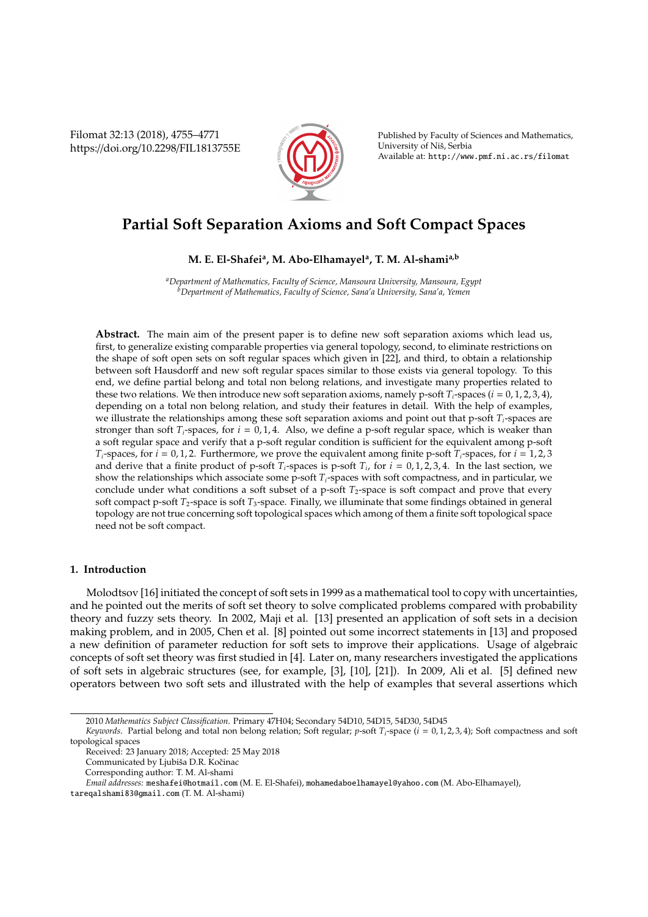# Partial Soft Separation Axioms and Soft Compact Spaces

**M. E. El-Shafei[a], M. Abo-Elhamayel[a], T. M. Al-shami[a,b]**

[a] *Department of Mathematics, Faculty of Science, Mansoura University, Mansoura, Egypt*
[b] *Department of Mathematics, Faculty of Science, Sana'a University, Sana'a, Yemen*

**Abstract.** The main aim of the present paper is to define new soft separation axioms which lead us, first, to generalize existing comparable properties via general topology, second, to eliminate restrictions on the shape of soft open sets on soft regular spaces which given in [22], and third, to obtain a relationship between soft Hausdorff and new soft regular spaces similar to those exists via general topology. To this end, we define partial belong and total non belong relations, and investigate many properties related to these two relations. We then introduce new soft separation axioms, namely p-soft $T_i$-spaces ($i = 0, 1, 2, 3, 4$), depending on a total non belong relation, and study their features in detail. With the help of examples, we illustrate the relationships among these soft separation axioms and point out that p-soft $T_i$-spaces are stronger than soft $T_i$-spaces, for $i = 0, 1, 4$. Also, we define a p-soft regular space, which is weaker than a soft regular space and verify that a p-soft regular condition is sufficient for the equivalent among p-soft $T_i$-spaces, for $i = 0, 1, 2$. Furthermore, we prove the equivalent among finite p-soft $T_i$-spaces, for $i = 1, 2, 3$ and derive that a finite product of p-soft $T_i$-spaces is p-soft $T_i$, for $i = 0, 1, 2, 3, 4$. In the last section, we show the relationships which associate some p-soft $T_i$-spaces with soft compactness, and in particular, we conclude under what conditions a soft subset of a p-soft $T_2$-space is soft compact and prove that every soft compact p-soft $T_2$-space is soft $T_3$-space. Finally, we illuminate that some findings obtained in general topology are not true concerning soft topological spaces which among of them a finite soft topological space need not be soft compact.

## 1. Introduction

Molodtsov [16] initiated the concept of soft sets in 1999 as a mathematical tool to copy with uncertainties, and he pointed out the merits of soft set theory to solve complicated problems compared with probability theory and fuzzy sets theory. In 2002, Maji et al. [13] presented an application of soft sets in a decision making problem, and in 2005, Chen et al. [8] pointed out some incorrect statements in [13] and proposed a new definition of parameter reduction for soft sets to improve their applications. Usage of algebraic concepts of soft set theory was first studied in [4]. Later on, many researchers investigated the applications of soft sets in algebraic structures (see, for example, [3], [10], [21]). In 2009, Ali et al. [5] defined new operators between two soft sets and illustrated with the help of examples that several assertions which

---

2010 *Mathematics Subject Classification*. Primary 47H04; Secondary 54D10, 54D15, 54D30, 54D45

*Keywords*. Partial belong and total non belong relation; Soft regular; $p$-soft $T_i$-space ($i = 0, 1, 2, 3, 4$); Soft compactness and soft topological spaces

Received: 23 January 2018; Accepted: 25 May 2018

Communicated by Ljubiša D.R. Kočinac

Corresponding author: T. M. Al-shami

*Email addresses:* meshafei@hotmail.com (M. E. El-Shafei), mohamedaboelhamayel@yahoo.com (M. Abo-Elhamayel), tareqalshami83@gmail.com (T. M. Al-shami)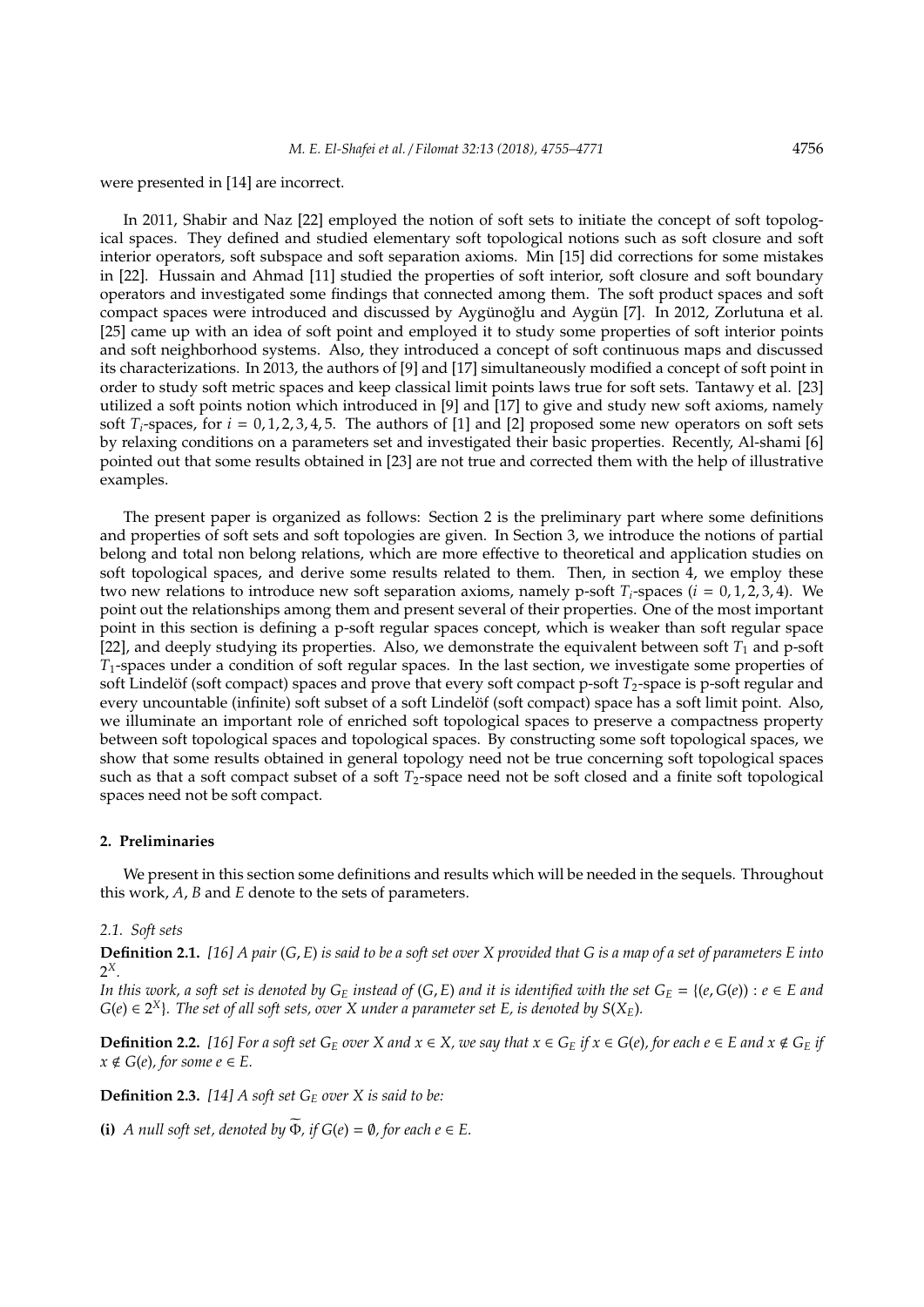were presented in [14] are incorrect.

In 2011, Shabir and Naz [22] employed the notion of soft sets to initiate the concept of soft topological spaces. They defined and studied elementary soft topological notions such as soft closure and soft interior operators, soft subspace and soft separation axioms. Min [15] did corrections for some mistakes in [22]. Hussain and Ahmad [11] studied the properties of soft interior, soft closure and soft boundary operators and investigated some findings that connected among them. The soft product spaces and soft compact spaces were introduced and discussed by Aygünoğlu and Aygün [7]. In 2012, Zorlutuna et al. [25] came up with an idea of soft point and employed it to study some properties of soft interior points and soft neighborhood systems. Also, they introduced a concept of soft continuous maps and discussed its characterizations. In 2013, the authors of [9] and [17] simultaneously modified a concept of soft point in order to study soft metric spaces and keep classical limit points laws true for soft sets. Tantawy et al. [23] utilized a soft points notion which introduced in [9] and [17] to give and study new soft axioms, namely soft $T_i$-spaces, for $i = 0, 1, 2, 3, 4, 5$. The authors of [1] and [2] proposed some new operators on soft sets by relaxing conditions on a parameters set and investigated their basic properties. Recently, Al-shami [6] pointed out that some results obtained in [23] are not true and corrected them with the help of illustrative examples.

The present paper is organized as follows: Section 2 is the preliminary part where some definitions and properties of soft sets and soft topologies are given. In Section 3, we introduce the notions of partial belong and total non belong relations, which are more effective to theoretical and application studies on soft topological spaces, and derive some results related to them. Then, in section 4, we employ these two new relations to introduce new soft separation axioms, namely p-soft $T_i$-spaces ($i = 0, 1, 2, 3, 4$). We point out the relationships among them and present several of their properties. One of the most important point in this section is defining a p-soft regular spaces concept, which is weaker than soft regular space [22], and deeply studying its properties. Also, we demonstrate the equivalent between soft $T_1$ and p-soft $T_1$-spaces under a condition of soft regular spaces. In the last section, we investigate some properties of soft Lindelöf (soft compact) spaces and prove that every soft compact p-soft $T_2$-space is p-soft regular and every uncountable (infinite) soft subset of a soft Lindelöf (soft compact) space has a soft limit point. Also, we illuminate an important role of enriched soft topological spaces to preserve a compactness property between soft topological spaces and topological spaces. By constructing some soft topological spaces, we show that some results obtained in general topology need not be true concerning soft topological spaces such as that a soft compact subset of a soft $T_2$-space need not be soft closed and a finite soft topological spaces need not be soft compact.

## 2. Preliminaries

We present in this section some definitions and results which will be needed in the sequels. Throughout this work, $A$, $B$ and $E$ denote to the sets of parameters.

### 2.1. Soft sets

**Definition 2.1.** *[16] A pair $(G, E)$ is said to be a soft set over $X$ provided that $G$ is a map of a set of parameters $E$ into $2^X$.*
*In this work, a soft set is denoted by $G_E$ instead of $(G, E)$ and it is identified with the set $G_E = \{(e, G(e)) : e \in E$ and $G(e) \in 2^X\}$. The set of all soft sets, over $X$ under a parameter set $E$, is denoted by $S(X_E)$.*

**Definition 2.2.** *[16] For a soft set $G_E$ over $X$ and $x \in X$, we say that $x \in G_E$ if $x \in G(e)$, for each $e \in E$ and $x \notin G_E$ if $x \notin G(e)$, for some $e \in E$.*

**Definition 2.3.** *[14] A soft set $G_E$ over $X$ is said to be:*

**(i)** *A null soft set, denoted by $\widetilde{\Phi}$, if $G(e) = \emptyset$, for each $e \in E$.*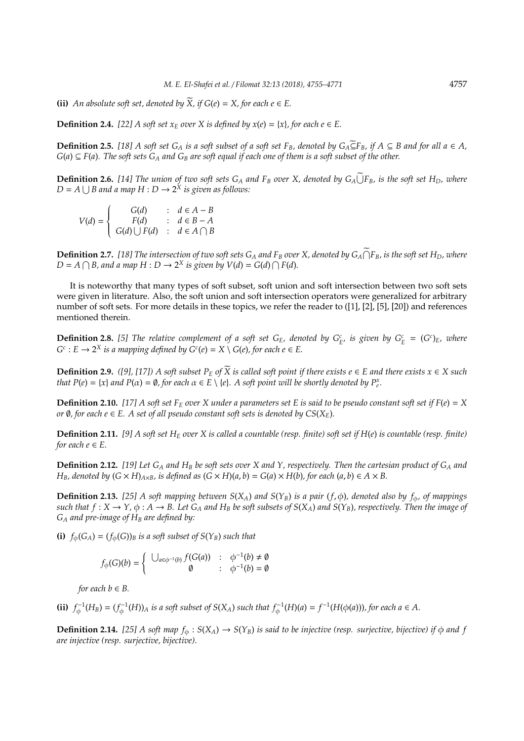**(ii)** *An absolute soft set, denoted by $\widetilde{X}$, if $G(e) = X$, for each $e \in E$.*

**Definition 2.4.** *[22] A soft set $x_E$ over $X$ is defined by $x(e) = \{x\}$, for each $e \in E$.*

**Definition 2.5.** *[18] A soft set $G_A$ is a soft subset of a soft set $F_B$, denoted by $G_A \widetilde{\subseteq} F_B$, if $A \subseteq B$ and for all $a \in A$, $G(a) \subseteq F(a)$. The soft sets $G_A$ and $G_B$ are soft equal if each one of them is a soft subset of the other.*

**Definition 2.6.** *[14] The union of two soft sets $G_A$ and $F_B$ over $X$, denoted by $G_A \widetilde{\bigcup} F_B$, is the soft set $H_D$, where $D = A \bigcup B$ and a map $H : D \to 2^X$ is given as follows:*

$$V(d) = \begin{cases} G(d) & : \ d \in A - B \\ F(d) & : \ d \in B - A \\ G(d) \bigcup F(d) & : \ d \in A \bigcap B \end{cases}$$

**Definition 2.7.** *[18] The intersection of two soft sets $G_A$ and $F_B$ over $X$, denoted by $G_A \widetilde{\bigcap} F_B$, is the soft set $H_D$, where $D = A \bigcap B$, and a map $H : D \to 2^X$ is given by $V(d) = G(d) \bigcap F(d)$.*

It is noteworthy that many types of soft subset, soft union and soft intersection between two soft sets were given in literature. Also, the soft union and soft intersection operators were generalized for arbitrary number of soft sets. For more details in these topics, we refer the reader to ([1], [2], [5], [20]) and references mentioned therein.

**Definition 2.8.** *[5] The relative complement of a soft set $G_E$, denoted by $G^c_E$, is given by $G^c_E = (G^c)_E$, where $G^c : E \to 2^X$ is a mapping defined by $G^c(e) = X \setminus G(e)$, for each $e \in E$.*

**Definition 2.9.** *([9], [17]) A soft subset $P_E$ of $\widetilde{X}$ is called soft point if there exists $e \in E$ and there exists $x \in X$ such that $P(e) = \{x\}$ and $P(\alpha) = \emptyset$, for each $\alpha \in E \setminus \{e\}$. A soft point will be shortly denoted by $P^x_e$.*

**Definition 2.10.** *[17] A soft set $F_E$ over $X$ under a parameters set $E$ is said to be pseudo constant soft set if $F(e) = X$ or $\emptyset$, for each $e \in E$. A set of all pseudo constant soft sets is denoted by $CS(X_E)$.*

**Definition 2.11.** *[9] A soft set $H_E$ over $X$ is called a countable (resp. finite) soft set if $H(e)$ is countable (resp. finite) for each $e \in E$.*

**Definition 2.12.** *[19] Let $G_A$ and $H_B$ be soft sets over $X$ and $Y$, respectively. Then the cartesian product of $G_A$ and $H_B$, denoted by $(G \times H)_{A \times B}$, is defined as $(G \times H)(a, b) = G(a) \times H(b)$, for each $(a, b) \in A \times B$.*

**Definition 2.13.** *[25] A soft mapping between $S(X_A)$ and $S(Y_B)$ is a pair $(f, \phi)$, denoted also by $f_\phi$, of mappings such that $f : X \to Y$, $\phi : A \to B$. Let $G_A$ and $H_B$ be soft subsets of $S(X_A)$ and $S(Y_B)$, respectively. Then the image of $G_A$ and pre-image of $H_B$ are defined by:*

**(i)** *$f_\phi(G_A) = (f_\phi(G))_B$ is a soft subset of $S(Y_B)$ such that*

$$f_\phi(G)(b) = \begin{cases} \bigcup_{a \in \phi^{-1}(b)} f(G(a)) & : \ \phi^{-1}(b) \neq \emptyset \\ \emptyset & : \ \phi^{-1}(b) = \emptyset \end{cases}$$

*for each $b \in B$.*

**(ii)** *$f^{-1}_\phi(H_B) = (f^{-1}_\phi(H))_A$ is a soft subset of $S(X_A)$ such that $f^{-1}_\phi(H)(a) = f^{-1}(H(\phi(a)))$, for each $a \in A$.*

**Definition 2.14.** *[25] A soft map $f_\phi : S(X_A) \to S(Y_B)$ is said to be injective (resp. surjective, bijective) if $\phi$ and $f$ are injective (resp. surjective, bijective).*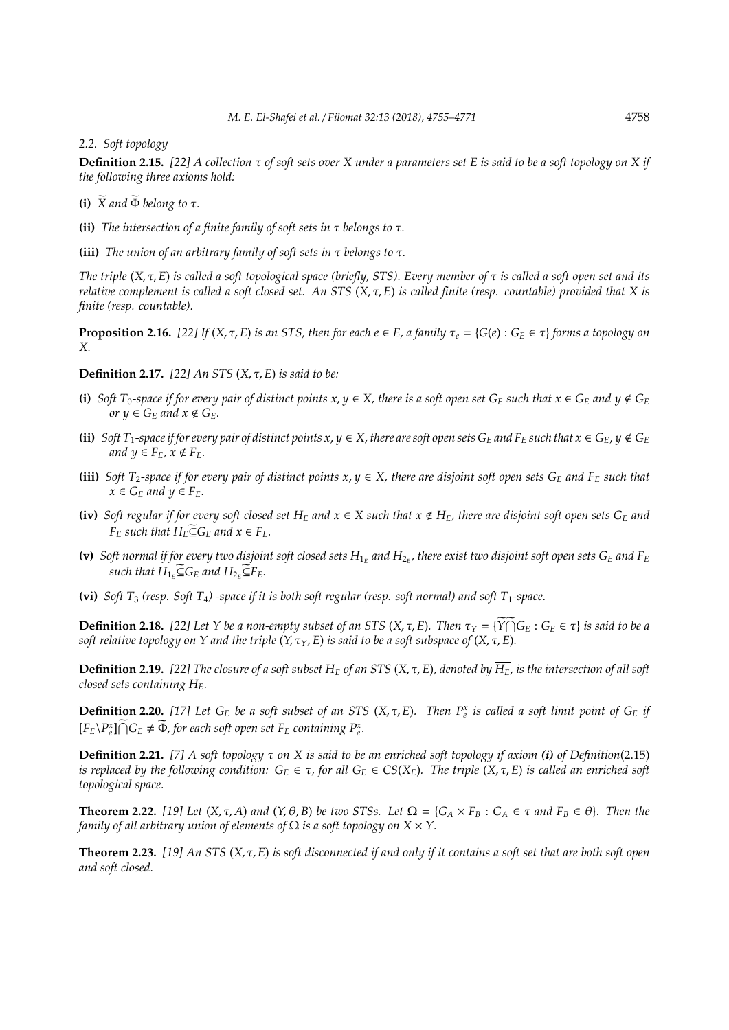### 2.2. Soft topology

**Definition 2.15.** *[22] A collection $\tau$ of soft sets over $X$ under a parameters set $E$ is said to be a soft topology on $X$ if the following three axioms hold:*

**(i)** *$\widetilde{X}$ and $\widetilde{\Phi}$ belong to $\tau$.*

**(ii)** *The intersection of a finite family of soft sets in $\tau$ belongs to $\tau$.*

**(iii)** *The union of an arbitrary family of soft sets in $\tau$ belongs to $\tau$.*

*The triple $(X, \tau, E)$ is called a soft topological space (briefly, STS). Every member of $\tau$ is called a soft open set and its relative complement is called a soft closed set. An STS $(X, \tau, E)$ is called finite (resp. countable) provided that $X$ is finite (resp. countable).*

**Proposition 2.16.** *[22] If $(X, \tau, E)$ is an STS, then for each $e \in E$, a family $\tau_e = \{G(e) : G_E \in \tau\}$ forms a topology on $X$.*

**Definition 2.17.** *[22] An STS $(X, \tau, E)$ is said to be:*

**(i)** *Soft $T_0$-space if for every pair of distinct points $x, y \in X$, there is a soft open set $G_E$ such that $x \in G_E$ and $y \notin G_E$ or $y \in G_E$ and $x \notin G_E$.*

**(ii)** *Soft $T_1$-space if for every pair of distinct points $x, y \in X$, there are soft open sets $G_E$ and $F_E$ such that $x \in G_E$, $y \notin G_E$ and $y \in F_E$, $x \notin F_E$.*

**(iii)** *Soft $T_2$-space if for every pair of distinct points $x, y \in X$, there are disjoint soft open sets $G_E$ and $F_E$ such that $x \in G_E$ and $y \in F_E$.*

**(iv)** *Soft regular if for every soft closed set $H_E$ and $x \in X$ such that $x \notin H_E$, there are disjoint soft open sets $G_E$ and $F_E$ such that $H_E \widetilde{\subseteq} G_E$ and $x \in F_E$.*

**(v)** *Soft normal if for every two disjoint soft closed sets $H_{1_E}$ and $H_{2_E}$, there exist two disjoint soft open sets $G_E$ and $F_E$ such that $H_{1_E} \widetilde{\subseteq} G_E$ and $H_{2_E} \widetilde{\subseteq} F_E$.*

**(vi)** *Soft $T_3$ (resp. Soft $T_4$) -space if it is both soft regular (resp. soft normal) and soft $T_1$-space.*

**Definition 2.18.** *[22] Let $Y$ be a non-empty subset of an STS $(X, \tau, E)$. Then $\tau_Y = \{\widetilde{Y} \widetilde{\bigcap} G_E : G_E \in \tau\}$ is said to be a soft relative topology on $Y$ and the triple $(Y, \tau_Y, E)$ is said to be a soft subspace of $(X, \tau, E)$.*

**Definition 2.19.** *[22] The closure of a soft subset $H_E$ of an STS $(X, \tau, E)$, denoted by $\overline{H_E}$, is the intersection of all soft closed sets containing $H_E$.*

**Definition 2.20.** *[17] Let $G_E$ be a soft subset of an STS $(X, \tau, E)$. Then $P_e^x$ is called a soft limit point of $G_E$ if $[F_E \backslash P_e^x] \widetilde{\bigcap} G_E \neq \widetilde{\Phi}$, for each soft open set $F_E$ containing $P_e^x$.*

**Definition 2.21.** *[7] A soft topology $\tau$ on $X$ is said to be an enriched soft topology if axiom **(i)** of Definition(2.15) is replaced by the following condition: $G_E \in \tau$, for all $G_E \in CS(X_E)$. The triple $(X, \tau, E)$ is called an enriched soft topological space.*

**Theorem 2.22.** *[19] Let $(X, \tau, A)$ and $(Y, \theta, B)$ be two STSs. Let $\Omega = \{G_A \times F_B : G_A \in \tau$ and $F_B \in \theta\}$. Then the family of all arbitrary union of elements of $\Omega$ is a soft topology on $X \times Y$.*

**Theorem 2.23.** *[19] An STS $(X, \tau, E)$ is soft disconnected if and only if it contains a soft set that are both soft open and soft closed.*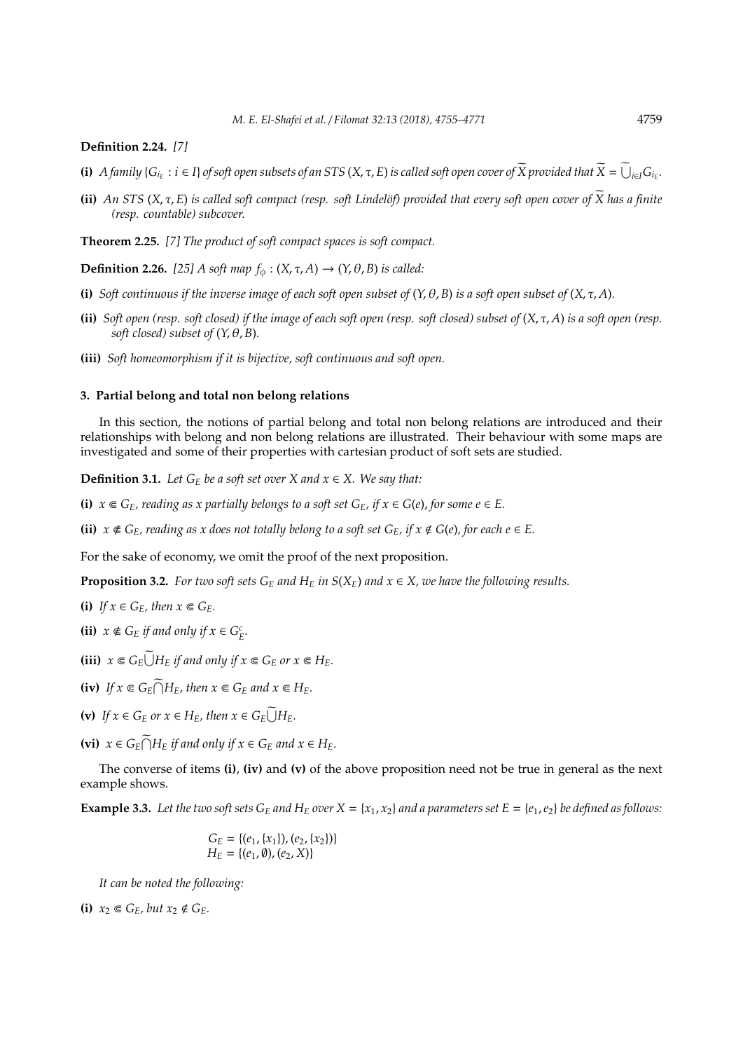**Definition 2.24.** *[7]*

**(i)** *A family $\{G_{i_E} : i \in I\}$ of soft open subsets of an STS $(X, \tau, E)$ is called soft open cover of $\widetilde{X}$ provided that $\widetilde{X} = \widetilde{\bigcup}_{i \in I} G_{i_E}$.*

**(ii)** *An STS $(X, \tau, E)$ is called soft compact (resp. soft Lindelöf) provided that every soft open cover of $\widetilde{X}$ has a finite (resp. countable) subcover.*

**Theorem 2.25.** *[7] The product of soft compact spaces is soft compact.*

**Definition 2.26.** *[25] A soft map $f_\phi : (X, \tau, A) \to (Y, \theta, B)$ is called:*

**(i)** *Soft continuous if the inverse image of each soft open subset of $(Y, \theta, B)$ is a soft open subset of $(X, \tau, A)$.*

**(ii)** *Soft open (resp. soft closed) if the image of each soft open (resp. soft closed) subset of $(X, \tau, A)$ is a soft open (resp. soft closed) subset of $(Y, \theta, B)$.*

**(iii)** *Soft homeomorphism if it is bijective, soft continuous and soft open.*

## 3. Partial belong and total non belong relations

In this section, the notions of partial belong and total non belong relations are introduced and their relationships with belong and non belong relations are illustrated. Their behaviour with some maps are investigated and some of their properties with cartesian product of soft sets are studied.

**Definition 3.1.** *Let $G_E$ be a soft set over $X$ and $x \in X$. We say that:*

**(i)** *$x \Subset G_E$, reading as $x$ partially belongs to a soft set $G_E$, if $x \in G(e)$, for some $e \in E$.*

**(ii)** *$x \not\Subset G_E$, reading as $x$ does not totally belong to a soft set $G_E$, if $x \notin G(e)$, for each $e \in E$.*

For the sake of economy, we omit the proof of the next proposition.

**Proposition 3.2.** *For two soft sets $G_E$ and $H_E$ in $S(X_E)$ and $x \in X$, we have the following results.*

**(i)** *If $x \in G_E$, then $x \Subset G_E$.*

**(ii)** *$x \not\Subset G_E$ if and only if $x \in G_E^c$.*

**(iii)** *$x \Subset G_E \widetilde{\bigcup} H_E$ if and only if $x \Subset G_E$ or $x \Subset H_E$.*

**(iv)** *If $x \Subset G_E \widetilde{\bigcap} H_E$, then $x \Subset G_E$ and $x \Subset H_E$.*

**(v)** *If $x \in G_E$ or $x \in H_E$, then $x \in G_E \widetilde{\bigcup} H_E$.*

**(vi)** *$x \in G_E \widetilde{\bigcap} H_E$ if and only if $x \in G_E$ and $x \in H_E$.*

The converse of items **(i)**, **(iv)** and **(v)** of the above proposition need not be true in general as the next example shows.

**Example 3.3.** *Let the two soft sets $G_E$ and $H_E$ over $X = \{x_1, x_2\}$ and a parameters set $E = \{e_1, e_2\}$ be defined as follows:*

$$G_E = \{(e_1, \{x_1\}), (e_2, \{x_2\})\}$$
$$H_E = \{(e_1, \emptyset), (e_2, X)\}$$

*It can be noted the following:*

**(i)** *$x_2 \Subset G_E$, but $x_2 \notin G_E$.*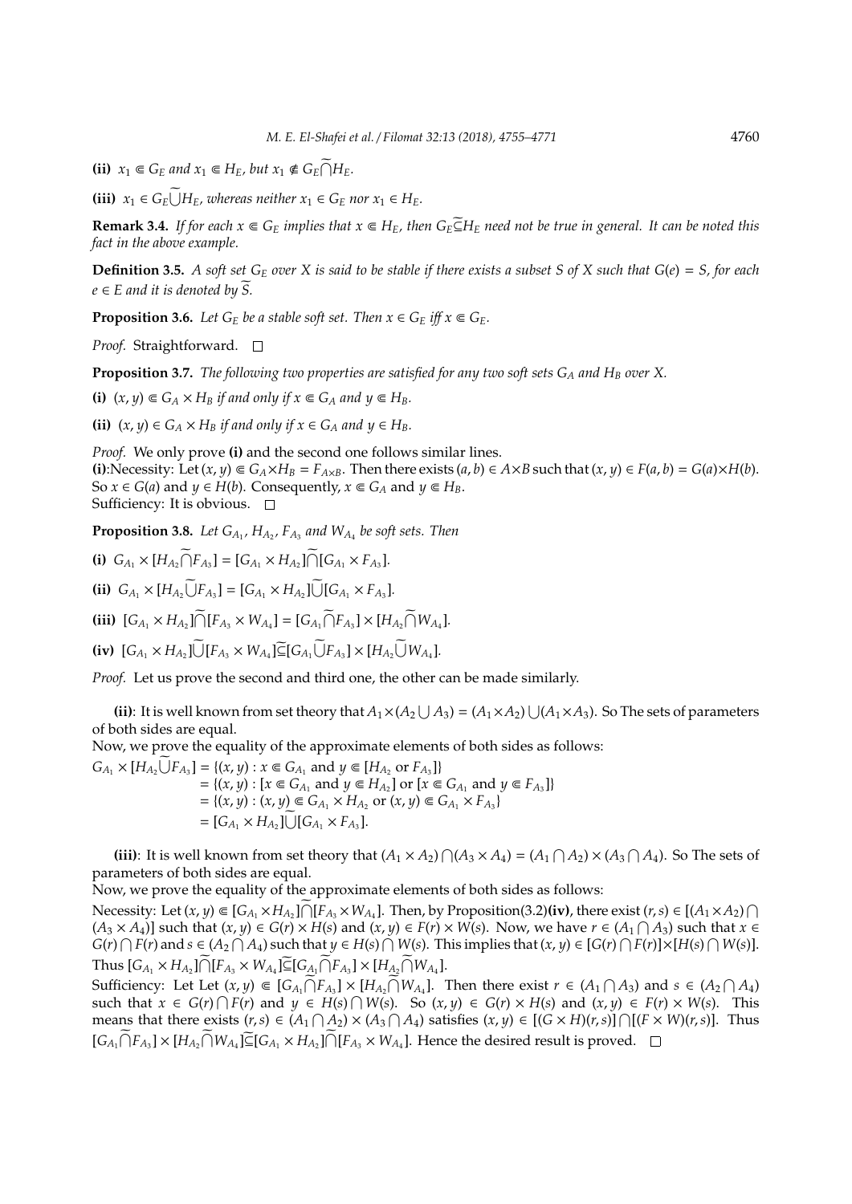**(ii)** $x_1 \Cap G_E$ *and* $x_1 \Cap H_E$*, but* $x_1 \notin G_E \widetilde{\bigcap} H_E$.

**(iii)** $x_1 \in G_E \widetilde{\bigcup} H_E$*, whereas neither* $x_1 \in G_E$ *nor* $x_1 \in H_E$.

**Remark 3.4.** *If for each* $x \Cap G_E$ *implies that* $x \Cap H_E$*, then* $G_E \widetilde{\subseteq} H_E$ *need not be true in general. It can be noted this fact in the above example.*

**Definition 3.5.** *A soft set* $G_E$ *over* $X$ *is said to be stable if there exists a subset* $S$ *of* $X$ *such that* $G(e) = S$*, for each* $e \in E$ *and it is denoted by* $\widetilde{S}$.

**Proposition 3.6.** *Let* $G_E$ *be a stable soft set. Then* $x \in G_E$ *iff* $x \Cap G_E$.

*Proof.* Straightforward. □

**Proposition 3.7.** *The following two properties are satisfied for any two soft sets* $G_A$ *and* $H_B$ *over* $X$.

**(i)** $(x, y) \Cap G_A \times H_B$ *if and only if* $x \Cap G_A$ *and* $y \Cap H_B$.

**(ii)** $(x, y) \in G_A \times H_B$ *if and only if* $x \in G_A$ *and* $y \in H_B$.

*Proof.* We only prove **(i)** and the second one follows similar lines.
**(i)**:Necessity: Let $(x, y) \Cap G_A \times H_B = F_{A\times B}$. Then there exists $(a, b) \in A\times B$ such that $(x, y) \in F(a, b) = G(a)\times H(b)$. So $x \in G(a)$ and $y \in H(b)$. Consequently, $x \Cap G_A$ and $y \Cap H_B$.
Sufficiency: It is obvious. □

**Proposition 3.8.** *Let* $G_{A_1}$*,* $H_{A_2}$*,* $F_{A_3}$ *and* $W_{A_4}$ *be soft sets. Then*

**(i)** $G_{A_1} \times [H_{A_2} \widetilde{\bigcap} F_{A_3}] = [G_{A_1} \times H_{A_2}] \widetilde{\bigcap} [G_{A_1} \times F_{A_3}]$.

**(ii)** $G_{A_1} \times [H_{A_2} \widetilde{\bigcup} F_{A_3}] = [G_{A_1} \times H_{A_2}] \widetilde{\bigcup} [G_{A_1} \times F_{A_3}]$.

**(iii)** $[G_{A_1} \times H_{A_2}] \widetilde{\bigcap} [F_{A_3} \times W_{A_4}] = [G_{A_1} \widetilde{\bigcap} F_{A_3}] \times [H_{A_2} \widetilde{\bigcap} W_{A_4}]$.

**(iv)** $[G_{A_1} \times H_{A_2}] \widetilde{\bigcup} [F_{A_3} \times W_{A_4}] \widetilde{\subseteq} [G_{A_1} \widetilde{\bigcup} F_{A_3}] \times [H_{A_2} \widetilde{\bigcup} W_{A_4}]$.

*Proof.* Let us prove the second and third one, the other can be made similarly.

**(ii)**: It is well known from set theory that $A_1 \times (A_2 \bigcup A_3) = (A_1 \times A_2) \bigcup (A_1 \times A_3)$. So The sets of parameters of both sides are equal.
Now, we prove the equality of the approximate elements of both sides as follows:

$$
\begin{aligned}
G_{A_1} \times [H_{A_2} \widetilde{\bigcup} F_{A_3}] &= \{(x, y) : x \Cap G_{A_1} \text{ and } y \Cap [H_{A_2} \text{ or } F_{A_3}]\} \\
&= \{(x, y) : [x \Cap G_{A_1} \text{ and } y \Cap H_{A_2}] \text{ or } [x \Cap G_{A_1} \text{ and } y \Cap F_{A_3}]\} \\
&= \{(x, y) : (x, y) \Cap G_{A_1} \times H_{A_2} \text{ or } (x, y) \Cap G_{A_1} \times F_{A_3}\} \\
&= [G_{A_1} \times H_{A_2}] \widetilde{\bigcup} [G_{A_1} \times F_{A_3}].
\end{aligned}
$$

**(iii)**: It is well known from set theory that $(A_1 \times A_2) \bigcap (A_3 \times A_4) = (A_1 \bigcap A_2) \times (A_3 \bigcap A_4)$. So The sets of parameters of both sides are equal.
Now, we prove the equality of the approximate elements of both sides as follows:
Necessity: Let $(x, y) \Cap [G_{A_1} \times H_{A_2}] \widetilde{\bigcap} [F_{A_3} \times W_{A_4}]$. Then, by Proposition(3.2)**(iv)**, there exist $(r, s) \in [(A_1 \times A_2) \bigcap (A_3 \times A_4)]$ such that $(x, y) \in G(r) \times H(s)$ and $(x, y) \in F(r) \times W(s)$. Now, we have $r \in (A_1 \bigcap A_3)$ such that $x \in G(r) \bigcap F(r)$ and $s \in (A_2 \bigcap A_4)$ such that $y \in H(s) \bigcap W(s)$. This implies that $(x, y) \in [G(r) \bigcap F(r)] \times [H(s) \bigcap W(s)]$. Thus $[G_{A_1} \times H_{A_2}] \widetilde{\bigcap} [F_{A_3} \times W_{A_4}] \widetilde{\subseteq} [G_{A_1} \widetilde{\bigcap} F_{A_3}] \times [H_{A_2} \widetilde{\bigcap} W_{A_4}]$.
Sufficiency: Let Let $(x, y) \Cap [G_{A_1} \widetilde{\bigcap} F_{A_3}] \times [H_{A_2} \widetilde{\bigcap} W_{A_4}]$. Then there exist $r \in (A_1 \bigcap A_3)$ and $s \in (A_2 \bigcap A_4)$ such that $x \in G(r) \bigcap F(r)$ and $y \in H(s) \bigcap W(s)$. So $(x, y) \in G(r) \times H(s)$ and $(x, y) \in F(r) \times W(s)$. This means that there exists $(r, s) \in (A_1 \bigcap A_2) \times (A_3 \bigcap A_4)$ satisfies $(x, y) \in [(G \times H)(r, s)] \bigcap [(F \times W)(r, s)]$. Thus $[G_{A_1} \widetilde{\bigcap} F_{A_3}] \times [H_{A_2} \widetilde{\bigcap} W_{A_4}] \widetilde{\subseteq} [G_{A_1} \times H_{A_2}] \widetilde{\bigcap} [F_{A_3} \times W_{A_4}]$. Hence the desired result is proved. □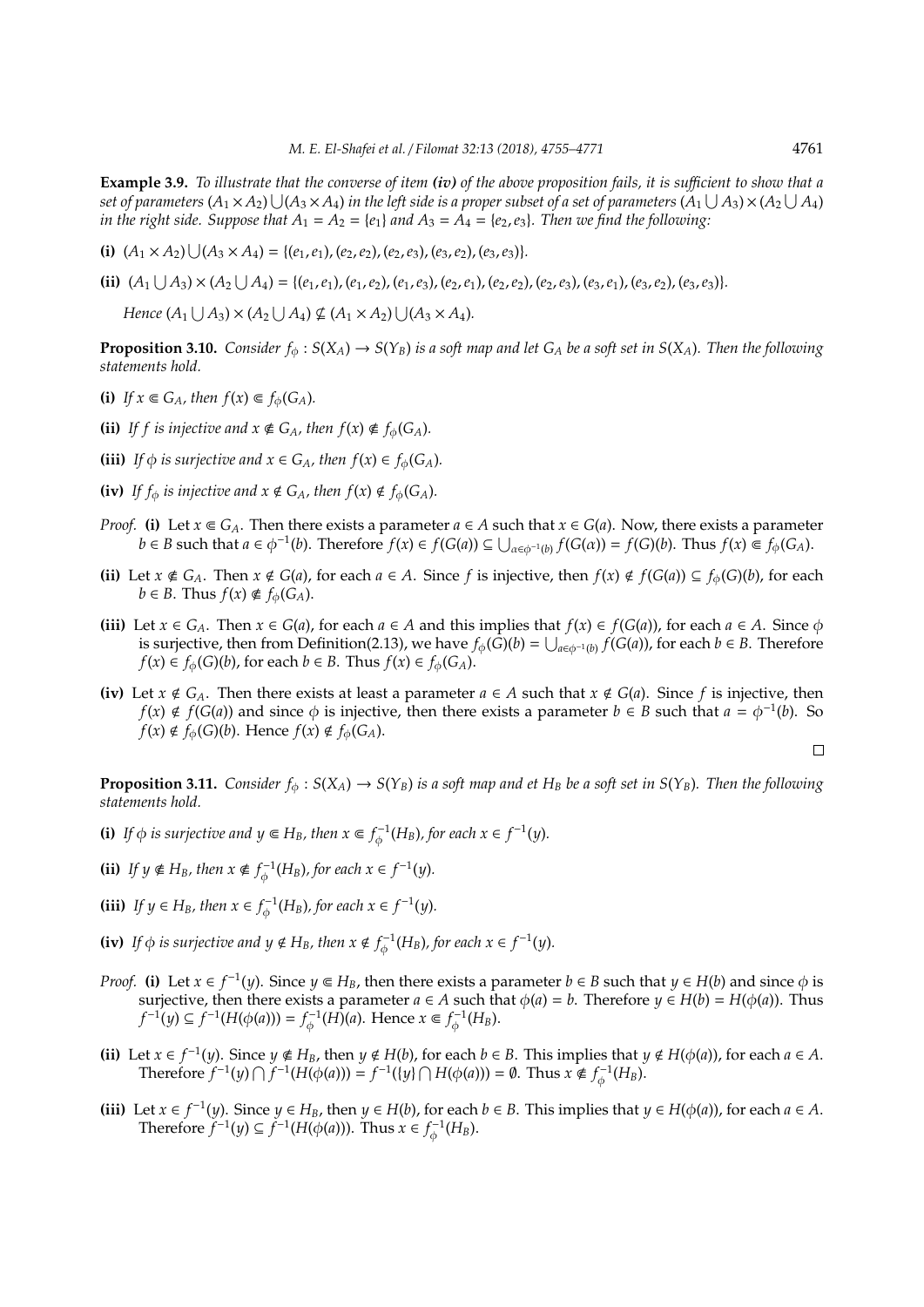**Example 3.9.** *To illustrate that the converse of item **(iv)** of the above proposition fails, it is sufficient to show that a set of parameters $(A_1 \times A_2) \bigcup (A_3 \times A_4)$ in the left side is a proper subset of a set of parameters $(A_1 \bigcup A_3) \times (A_2 \bigcup A_4)$ in the right side. Suppose that $A_1 = A_2 = \{e_1\}$ and $A_3 = A_4 = \{e_2, e_3\}$. Then we find the following:*

**(i)** $(A_1 \times A_2) \bigcup (A_3 \times A_4) = \{(e_1, e_1), (e_2, e_2), (e_2, e_3), (e_3, e_2), (e_3, e_3)\}$.

**(ii)** $(A_1 \bigcup A_3) \times (A_2 \bigcup A_4) = \{(e_1, e_1), (e_1, e_2), (e_1, e_3), (e_2, e_1), (e_2, e_2), (e_2, e_3), (e_3, e_1), (e_3, e_2), (e_3, e_3)\}$.

*Hence $(A_1 \bigcup A_3) \times (A_2 \bigcup A_4) \nsubseteq (A_1 \times A_2) \bigcup (A_3 \times A_4)$.*

**Proposition 3.10.** *Consider $f_\phi : S(X_A) \to S(Y_B)$ is a soft map and let $G_A$ be a soft set in $S(X_A)$. Then the following statements hold.*

**(i)** *If $x \Subset G_A$, then $f(x) \Subset f_\phi(G_A)$.*

**(ii)** *If $f$ is injective and $x \not\Subset G_A$, then $f(x) \not\Subset f_\phi(G_A)$.*

**(iii)** *If $\phi$ is surjective and $x \in G_A$, then $f(x) \in f_\phi(G_A)$.*

**(iv)** *If $f_\phi$ is injective and $x \notin G_A$, then $f(x) \notin f_\phi(G_A)$.*

*Proof.* **(i)** Let $x \Subset G_A$. Then there exists a parameter $a \in A$ such that $x \in G(a)$. Now, there exists a parameter $b \in B$ such that $a \in \phi^{-1}(b)$. Therefore $f(x) \in f(G(a)) \subseteq \bigcup_{\alpha \in \phi^{-1}(b)} f(G(\alpha)) = f(G)(b)$. Thus $f(x) \Subset f_\phi(G_A)$.

**(ii)** Let $x \not\Subset G_A$. Then $x \notin G(a)$, for each $a \in A$. Since $f$ is injective, then $f(x) \notin f(G(a)) \subseteq f_\phi(G)(b)$, for each $b \in B$. Thus $f(x) \not\Subset f_\phi(G_A)$.

**(iii)** Let $x \in G_A$. Then $x \in G(a)$, for each $a \in A$ and this implies that $f(x) \in f(G(a))$, for each $a \in A$. Since $\phi$ is surjective, then from Definition(2.13), we have $f_\phi(G)(b) = \bigcup_{a \in \phi^{-1}(b)} f(G(a))$, for each $b \in B$. Therefore $f(x) \in f_\phi(G)(b)$, for each $b \in B$. Thus $f(x) \in f_\phi(G_A)$.

**(iv)** Let $x \notin G_A$. Then there exists at least a parameter $a \in A$ such that $x \notin G(a)$. Since $f$ is injective, then $f(x) \notin f(G(a))$ and since $\phi$ is injective, then there exists a parameter $b \in B$ such that $a = \phi^{-1}(b)$. So $f(x) \notin f_\phi(G)(b)$. Hence $f(x) \notin f_\phi(G_A)$. □

**Proposition 3.11.** *Consider $f_\phi : S(X_A) \to S(Y_B)$ is a soft map and et $H_B$ be a soft set in $S(Y_B)$. Then the following statements hold.*

**(i)** *If $\phi$ is surjective and $y \Subset H_B$, then $x \Subset f_\phi^{-1}(H_B)$, for each $x \in f^{-1}(y)$.*

**(ii)** *If $y \not\Subset H_B$, then $x \not\Subset f_\phi^{-1}(H_B)$, for each $x \in f^{-1}(y)$.*

**(iii)** *If $y \in H_B$, then $x \in f_\phi^{-1}(H_B)$, for each $x \in f^{-1}(y)$.*

**(iv)** *If $\phi$ is surjective and $y \notin H_B$, then $x \notin f_\phi^{-1}(H_B)$, for each $x \in f^{-1}(y)$.*

*Proof.* **(i)** Let $x \in f^{-1}(y)$. Since $y \Subset H_B$, then there exists a parameter $b \in B$ such that $y \in H(b)$ and since $\phi$ is surjective, then there exists a parameter $a \in A$ such that $\phi(a) = b$. Therefore $y \in H(b) = H(\phi(a))$. Thus $f^{-1}(y) \subseteq f^{-1}(H(\phi(a))) = f_\phi^{-1}(H)(a)$. Hence $x \Subset f_\phi^{-1}(H_B)$.

**(ii)** Let $x \in f^{-1}(y)$. Since $y \not\Subset H_B$, then $y \notin H(b)$, for each $b \in B$. This implies that $y \notin H(\phi(a))$, for each $a \in A$. Therefore $f^{-1}(y) \bigcap f^{-1}(H(\phi(a))) = f^{-1}(\{y\} \bigcap H(\phi(a))) = \emptyset$. Thus $x \not\Subset f_\phi^{-1}(H_B)$.

**(iii)** Let $x \in f^{-1}(y)$. Since $y \in H_B$, then $y \in H(b)$, for each $b \in B$. This implies that $y \in H(\phi(a))$, for each $a \in A$. Therefore $f^{-1}(y) \subseteq f^{-1}(H(\phi(a)))$. Thus $x \in f_\phi^{-1}(H_B)$.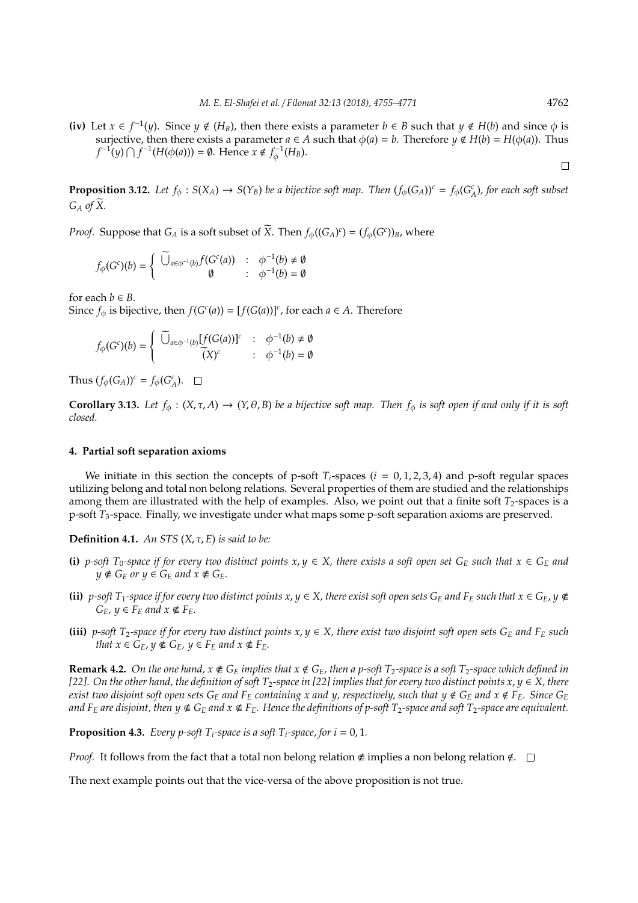**(iv)** Let $x \in f^{-1}(y)$. Since $y \notin (H_B)$, then there exists a parameter $b \in B$ such that $y \notin H(b)$ and since $\phi$ is surjective, then there exists a parameter $a \in A$ such that $\phi(a) = b$. Therefore $y \notin H(b) = H(\phi(a))$. Thus $f^{-1}(y) \bigcap f^{-1}(H(\phi(a))) = \emptyset$. Hence $x \notin f_{\phi}^{-1}(H_B)$. □

**Proposition 3.12.** *Let $f_\phi : S(X_A) \rightarrow S(Y_B)$ be a bijective soft map. Then $(f_\phi(G_A))^c = f_\phi(G_A^c)$, for each soft subset $G_A$ of $\widetilde{X}$.*

*Proof.* Suppose that $G_A$ is a soft subset of $\widetilde{X}$. Then $f_\phi((G_A)^c) = (f_\phi(G^c))_B$, where

$$f_\phi(G^c)(b) = \begin{cases} \widetilde{\bigcup}_{a\in\phi^{-1}(b)} f(G^c(a)) & : \quad \phi^{-1}(b) \neq \emptyset \\ \emptyset & : \quad \phi^{-1}(b) = \emptyset \end{cases}$$

for each $b \in B$.
Since $f_\phi$ is bijective, then $f(G^c(a)) = [f(G(a))]^c$, for each $a \in A$. Therefore

$$f_\phi(G^c)(b) = \begin{cases} \widetilde{\bigcup}_{a\in\phi^{-1}(b)} [f(G(a))]^c & : \quad \phi^{-1}(b) \neq \emptyset \\ \widetilde{(X)}^c & : \quad \phi^{-1}(b) = \emptyset \end{cases}$$

Thus $(f_\phi(G_A))^c = f_\phi(G_A^c)$. □

**Corollary 3.13.** *Let $f_\phi : (X, \tau, A) \rightarrow (Y, \theta, B)$ be a bijective soft map. Then $f_\phi$ is soft open if and only if it is soft closed.*

## 4. Partial soft separation axioms

We initiate in this section the concepts of p-soft $T_i$-spaces ($i = 0, 1, 2, 3, 4$) and p-soft regular spaces utilizing belong and total non belong relations. Several properties of them are studied and the relationships among them are illustrated with the help of examples. Also, we point out that a finite soft $T_2$-spaces is a p-soft $T_3$-space. Finally, we investigate under what maps some p-soft separation axioms are preserved.

**Definition 4.1.** *An STS $(X, \tau, E)$ is said to be:*

**(i)** *p-soft $T_0$-space if for every two distinct points $x, y \in X$, there exists a soft open set $G_E$ such that $x \in G_E$ and $y \notin G_E$ or $y \in G_E$ and $x \notin G_E$.*

**(ii)** *p-soft $T_1$-space if for every two distinct points $x, y \in X$, there exist soft open sets $G_E$ and $F_E$ such that $x \in G_E$, $y \notin G_E$, $y \in F_E$ and $x \notin F_E$.*

**(iii)** *p-soft $T_2$-space if for every two distinct points $x, y \in X$, there exist two disjoint soft open sets $G_E$ and $F_E$ such that $x \in G_E$, $y \notin G_E$, $y \in F_E$ and $x \notin F_E$.*

**Remark 4.2.** *On the one hand, $x \notin G_E$ implies that $x \notin G_E$, then a p-soft $T_2$-space is a soft $T_2$-space which defined in [22]. On the other hand, the definition of soft $T_2$-space in [22] implies that for every two distinct points $x, y \in X$, there exist two disjoint soft open sets $G_E$ and $F_E$ containing $x$ and $y$, respectively, such that $y \notin G_E$ and $x \notin F_E$. Since $G_E$ and $F_E$ are disjoint, then $y \notin G_E$ and $x \notin F_E$. Hence the definitions of p-soft $T_2$-space and soft $T_2$-space are equivalent.*

**Proposition 4.3.** *Every p-soft $T_i$-space is a soft $T_i$-space, for $i = 0, 1$.*

*Proof.* It follows from the fact that a total non belong relation $\notin$ implies a non belong relation $\notin$. □

The next example points out that the vice-versa of the above proposition is not true.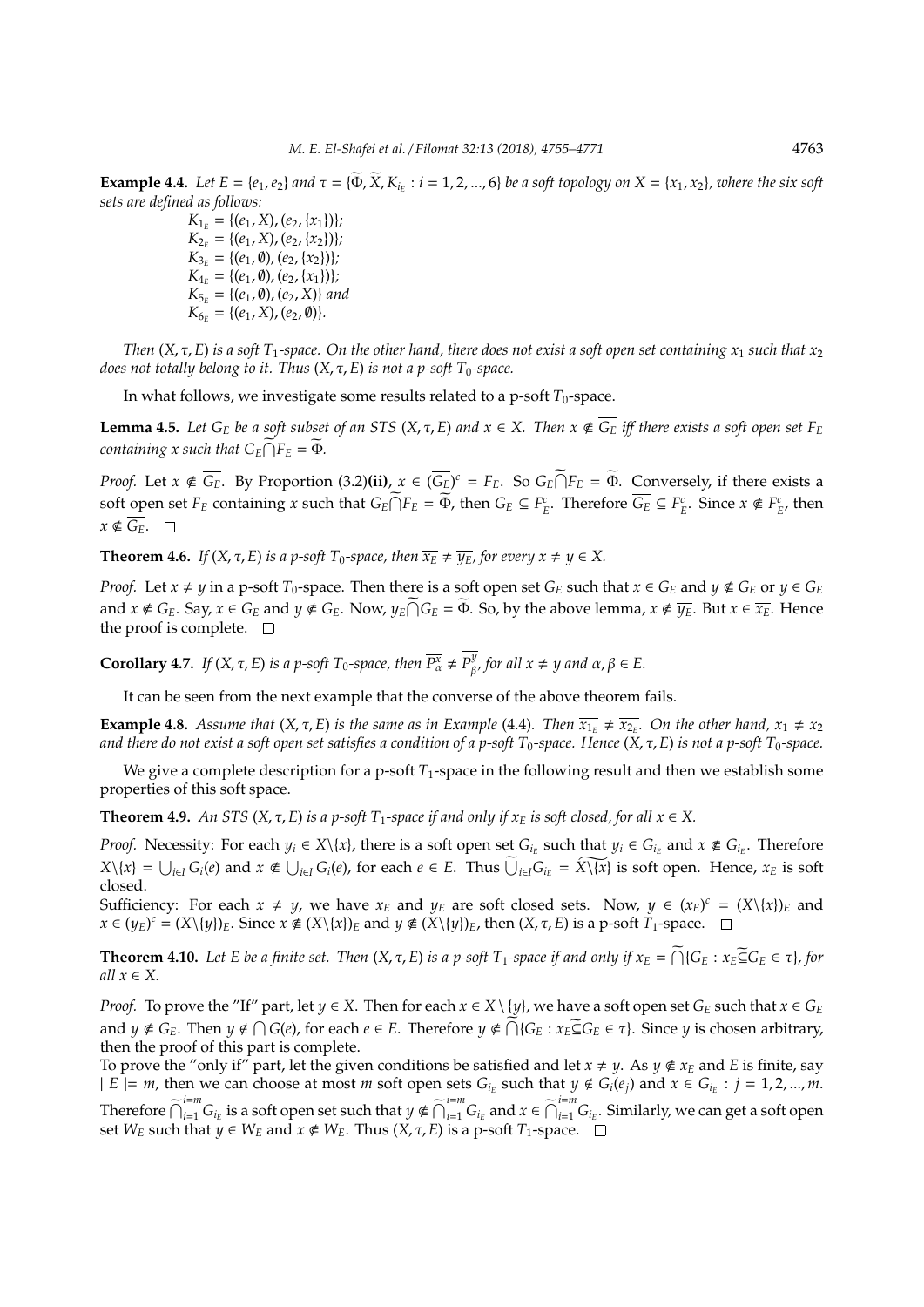**Example 4.4.** *Let $E = \{e_1, e_2\}$ and $\tau = \{\widetilde{\Phi}, \widetilde{X}, K_{i_E} : i = 1, 2, ..., 6\}$ be a soft topology on $X = \{x_1, x_2\}$, where the six soft sets are defined as follows:*

$K_{1_E} = \{(e_1, X), (e_2, \{x_1\})\}$;
$K_{2_E} = \{(e_1, X), (e_2, \{x_2\})\}$;
$K_{3_E} = \{(e_1, \emptyset), (e_2, \{x_2\})\}$;
$K_{4_E} = \{(e_1, \emptyset), (e_2, \{x_1\})\}$;
$K_{5_E} = \{(e_1, \emptyset), (e_2, X)\}$ *and*
$K_{6_E} = \{(e_1, X), (e_2, \emptyset)\}$.

*Then $(X, \tau, E)$ is a soft $T_1$-space. On the other hand, there does not exist a soft open set containing $x_1$ such that $x_2$ does not totally belong to it. Thus $(X, \tau, E)$ is not a p-soft $T_0$-space.*

In what follows, we investigate some results related to a p-soft $T_0$-space.

**Lemma 4.5.** *Let $G_E$ be a soft subset of an STS $(X, \tau, E)$ and $x \in X$. Then $x \notin \overline{G_E}$ iff there exists a soft open set $F_E$ containing $x$ such that $G_E \widetilde{\bigcap} F_E = \widetilde{\Phi}$.*

*Proof.* Let $x \notin \overline{G_E}$. By Proportion (3.2)**(ii)**, $x \in (\overline{G_E})^c = F_E$. So $G_E \widetilde{\bigcap} F_E = \widetilde{\Phi}$. Conversely, if there exists a soft open set $F_E$ containing $x$ such that $G_E \widetilde{\bigcap} F_E = \widetilde{\Phi}$, then $G_E \subseteq F_E^c$. Therefore $\overline{G_E} \subseteq F_E^c$. Since $x \notin F_E^c$, then $x \notin \overline{G_E}$. □

**Theorem 4.6.** *If $(X, \tau, E)$ is a p-soft $T_0$-space, then $\overline{x_E} \neq \overline{y_E}$, for every $x \neq y \in X$.*

*Proof.* Let $x \neq y$ in a p-soft $T_0$-space. Then there is a soft open set $G_E$ such that $x \in G_E$ and $y \notin G_E$ or $y \in G_E$ and $x \notin G_E$. Say, $x \in G_E$ and $y \notin G_E$. Now, $y_E \widetilde{\bigcap} G_E = \widetilde{\Phi}$. So, by the above lemma, $x \notin \overline{y_E}$. But $x \in \overline{x_E}$. Hence the proof is complete. □

**Corollary 4.7.** *If $(X, \tau, E)$ is a p-soft $T_0$-space, then $\overline{P_\alpha^x} \neq \overline{P_\beta^y}$, for all $x \neq y$ and $\alpha, \beta \in E$.*

It can be seen from the next example that the converse of the above theorem fails.

**Example 4.8.** *Assume that $(X, \tau, E)$ is the same as in Example (4.4). Then $\overline{x_{1_E}} \neq \overline{x_{2_E}}$. On the other hand, $x_1 \neq x_2$ and there do not exist a soft open set satisfies a condition of a p-soft $T_0$-space. Hence $(X, \tau, E)$ is not a p-soft $T_0$-space.*

We give a complete description for a p-soft $T_1$-space in the following result and then we establish some properties of this soft space.

**Theorem 4.9.** *An STS $(X, \tau, E)$ is a p-soft $T_1$-space if and only if $x_E$ is soft closed, for all $x \in X$.*

*Proof.* Necessity: For each $y_i \in X \backslash \{x\}$, there is a soft open set $G_{i_E}$ such that $y_i \in G_{i_E}$ and $x \notin G_{i_E}$. Therefore $X \backslash \{x\} = \bigcup_{i \in I} G_i(e)$ and $x \notin \bigcup_{i \in I} G_i(e)$, for each $e \in E$. Thus $\widetilde{\bigcup}_{i \in I} G_{i_E} = \widetilde{X \backslash \{x\}}$ is soft open. Hence, $x_E$ is soft closed.
Sufficiency: For each $x \neq y$, we have $x_E$ and $y_E$ are soft closed sets. Now, $y \in (x_E)^c = (X \backslash \{x\})_E$ and $x \in (y_E)^c = (X \backslash \{y\})_E$. Since $x \notin (X \backslash \{x\})_E$ and $y \notin (X \backslash \{y\})_E$, then $(X, \tau, E)$ is a p-soft $T_1$-space. □

**Theorem 4.10.** *Let $E$ be a finite set. Then $(X, \tau, E)$ is a p-soft $T_1$-space if and only if $x_E = \widetilde{\bigcap}\{G_E : x_E \widetilde{\subseteq} G_E \in \tau\}$, for all $x \in X$.*

*Proof.* To prove the "If" part, let $y \in X$. Then for each $x \in X \setminus \{y\}$, we have a soft open set $G_E$ such that $x \in G_E$ and $y \notin G_E$. Then $y \notin \bigcap G(e)$, for each $e \in E$. Therefore $y \notin \widetilde{\bigcap}\{G_E : x_E \widetilde{\subseteq} G_E \in \tau\}$. Since $y$ is chosen arbitrary, then the proof of this part is complete.
To prove the "only if" part, let the given conditions be satisfied and let $x \neq y$. As $y \notin x_E$ and $E$ is finite, say $|E| = m$, then we can choose at most $m$ soft open sets $G_{i_E}$ such that $y \notin G_i(e_j)$ and $x \in G_{i_E} : j = 1, 2, ..., m$. Therefore $\widetilde{\bigcap}_{i=1}^{i=m} G_{i_E}$ is a soft open set such that $y \notin \widetilde{\bigcap}_{i=1}^{i=m} G_{i_E}$ and $x \in \widetilde{\bigcap}_{i=1}^{i=m} G_{i_E}$. Similarly, we can get a soft open set $W_E$ such that $y \in W_E$ and $x \notin W_E$. Thus $(X, \tau, E)$ is a p-soft $T_1$-space. □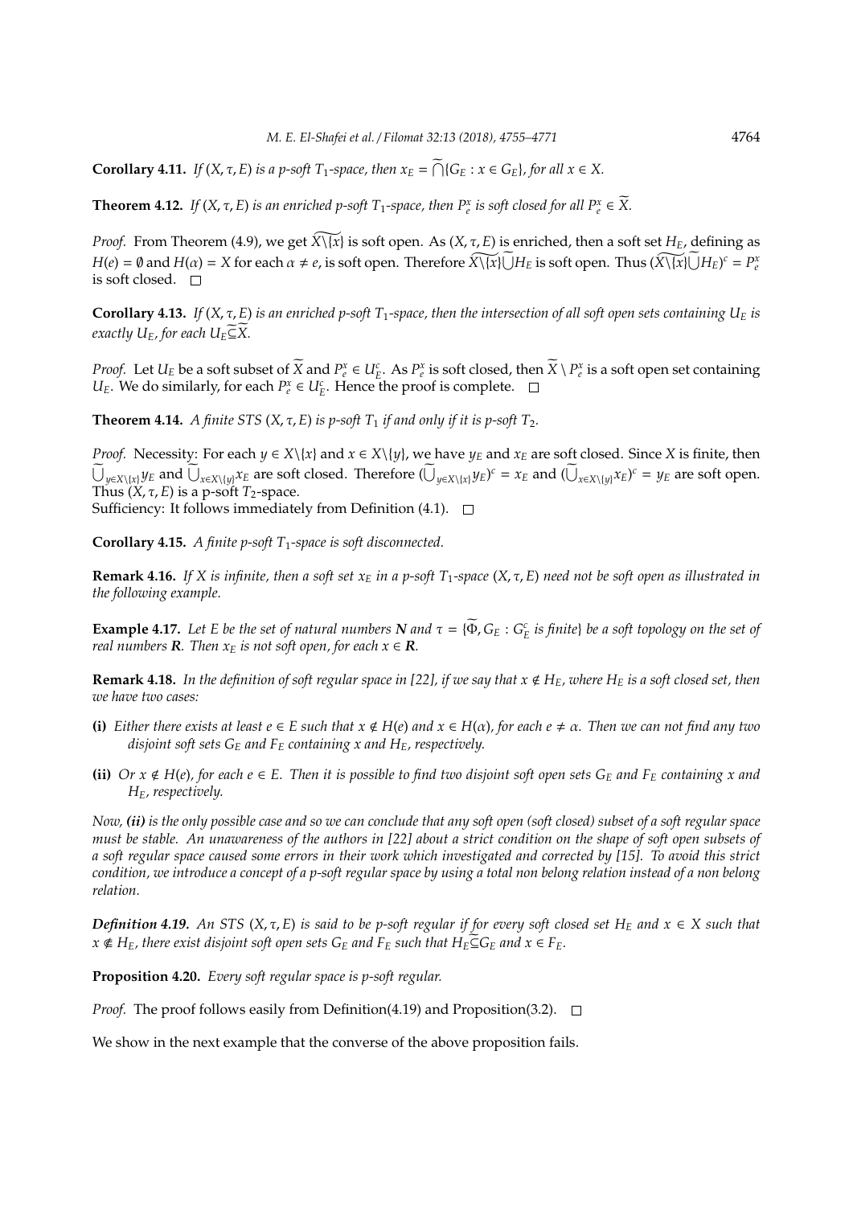**Corollary 4.11.** *If $(X, \tau, E)$ is a p-soft $T_1$-space, then $x_E = \widetilde{\bigcap}\{G_E : x \in G_E\}$, for all $x \in X$.*

**Theorem 4.12.** *If $(X, \tau, E)$ is an enriched p-soft $T_1$-space, then $P^x_e$ is soft closed for all $P^x_e \in \widetilde{X}$.*

*Proof.* From Theorem (4.9), we get $\widetilde{X\setminus\{x\}}$ is soft open. As $(X, \tau, E)$ is enriched, then a soft set $H_E$, defining as $H(e) = \emptyset$ and $H(\alpha) = X$ for each $\alpha \neq e$, is soft open. Therefore $\widetilde{X\setminus\{x\}}\widetilde{\bigcup}H_E$ is soft open. Thus $(\widetilde{X\setminus\{x\}}\widetilde{\bigcup}H_E)^c = P^x_e$ is soft closed. □

**Corollary 4.13.** *If $(X, \tau, E)$ is an enriched p-soft $T_1$-space, then the intersection of all soft open sets containing $U_E$ is exactly $U_E$, for each $U_E \widetilde{\subseteq} \widetilde{X}$.*

*Proof.* Let $U_E$ be a soft subset of $\widetilde{X}$ and $P^x_e \in U^c_E$. As $P^x_e$ is soft closed, then $\widetilde{X} \setminus P^x_e$ is a soft open set containing $U_E$. We do similarly, for each $P^x_e \in U^c_E$. Hence the proof is complete. □

**Theorem 4.14.** *A finite STS $(X, \tau, E)$ is p-soft $T_1$ if and only if it is p-soft $T_2$.*

*Proof.* Necessity: For each $y \in X\setminus\{x\}$ and $x \in X\setminus\{y\}$, we have $y_E$ and $x_E$ are soft closed. Since $X$ is finite, then $\widetilde{\bigcup}_{y\in X\setminus\{x\}} y_E$ and $\widetilde{\bigcup}_{x\in X\setminus\{y\}} x_E$ are soft closed. Therefore $(\widetilde{\bigcup}_{y\in X\setminus\{x\}} y_E)^c = x_E$ and $(\widetilde{\bigcup}_{x\in X\setminus\{y\}} x_E)^c = y_E$ are soft open. Thus $(X, \tau, E)$ is a p-soft $T_2$-space.
Sufficiency: It follows immediately from Definition (4.1). □

**Corollary 4.15.** *A finite p-soft $T_1$-space is soft disconnected.*

**Remark 4.16.** *If $X$ is infinite, then a soft set $x_E$ in a p-soft $T_1$-space $(X, \tau, E)$ need not be soft open as illustrated in the following example.*

**Example 4.17.** *Let $E$ be the set of natural numbers $\boldsymbol{N}$ and $\tau = \{\widetilde{\Phi}, G_E : G^c_E$ is finite$\}$ be a soft topology on the set of real numbers $\boldsymbol{R}$. Then $x_E$ is not soft open, for each $x \in \boldsymbol{R}$.*

**Remark 4.18.** *In the definition of soft regular space in [22], if we say that $x \notin H_E$, where $H_E$ is a soft closed set, then we have two cases:*

- **(i)** *Either there exists at least $e \in E$ such that $x \notin H(e)$ and $x \in H(\alpha)$, for each $e \neq \alpha$. Then we can not find any two disjoint soft sets $G_E$ and $F_E$ containing $x$ and $H_E$, respectively.*
- **(ii)** *Or $x \notin H(e)$, for each $e \in E$. Then it is possible to find two disjoint soft open sets $G_E$ and $F_E$ containing $x$ and $H_E$, respectively.*

*Now, **(ii)** is the only possible case and so we can conclude that any soft open (soft closed) subset of a soft regular space must be stable. An unawareness of the authors in [22] about a strict condition on the shape of soft open subsets of a soft regular space caused some errors in their work which investigated and corrected by [15]. To avoid this strict condition, we introduce a concept of a p-soft regular space by using a total non belong relation instead of a non belong relation.*

***Definition 4.19.*** *An STS $(X, \tau, E)$ is said to be p-soft regular if for every soft closed set $H_E$ and $x \in X$ such that $x \notin H_E$, there exist disjoint soft open sets $G_E$ and $F_E$ such that $H_E \widetilde{\subseteq} G_E$ and $x \in F_E$.*

**Proposition 4.20.** *Every soft regular space is p-soft regular.*

*Proof.* The proof follows easily from Definition(4.19) and Proposition(3.2). □

We show in the next example that the converse of the above proposition fails.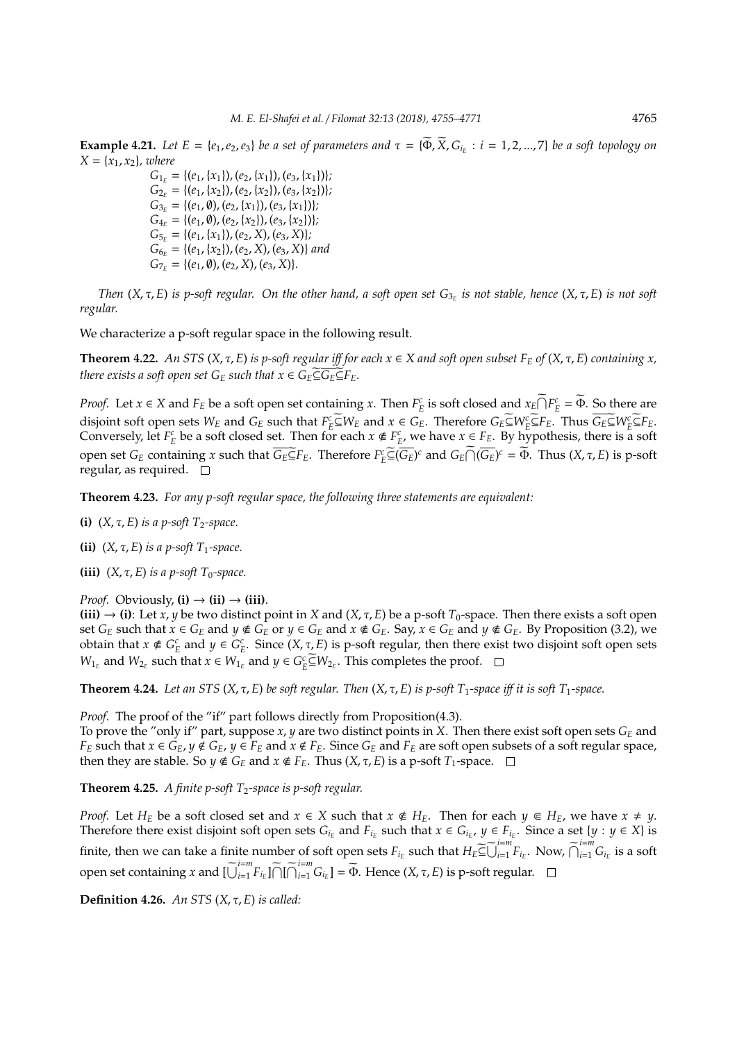**Example 4.21.** *Let $E = \{e_1, e_2, e_3\}$ be a set of parameters and $\tau = \{\widetilde{\Phi}, \widetilde{X}, G_{i_E} : i = 1, 2, ..., 7\}$ be a soft topology on $X = \{x_1, x_2\}$, where*

$G_{1_E} = \{(e_1, \{x_1\}), (e_2, \{x_1\}), (e_3, \{x_1\})\}$;
$G_{2_E} = \{(e_1, \{x_2\}), (e_2, \{x_2\}), (e_3, \{x_2\})\}$;
$G_{3_E} = \{(e_1, \emptyset), (e_2, \{x_1\}), (e_3, \{x_1\})\}$;
$G_{4_E} = \{(e_1, \emptyset), (e_2, \{x_2\}), (e_3, \{x_2\})\}$;
$G_{5_E} = \{(e_1, \{x_1\}), (e_2, X), (e_3, X)\}$;
$G_{6_E} = \{(e_1, \{x_2\}), (e_2, X), (e_3, X)\}$ *and*
$G_{7_E} = \{(e_1, \emptyset), (e_2, X), (e_3, X)\}$.

*Then $(X, \tau, E)$ is p-soft regular. On the other hand, a soft open set $G_{3_E}$ is not stable, hence $(X, \tau, E)$ is not soft regular.*

We characterize a p-soft regular space in the following result.

**Theorem 4.22.** *An STS $(X, \tau, E)$ is p-soft regular iff for each $x \in X$ and soft open subset $F_E$ of $(X, \tau, E)$ containing $x$, there exists a soft open set $G_E$ such that $x \in G_E \widetilde{\subseteq} \overline{G_E} \widetilde{\subseteq} F_E$.*

*Proof.* Let $x \in X$ and $F_E$ be a soft open set containing $x$. Then $F_E^c$ is soft closed and $x_E \widetilde{\bigcap} F_E^c = \widetilde{\Phi}$. So there are disjoint soft open sets $W_E$ and $G_E$ such that $F_E^c \widetilde{\subseteq} W_E$ and $x \in G_E$. Therefore $G_E \widetilde{\subseteq} W_E^c \widetilde{\subseteq} F_E$. Thus $\overline{G_E} \widetilde{\subseteq} W_E^c \widetilde{\subseteq} F_E$. Conversely, let $F_E^c$ be a soft closed set. Then for each $x \notin F_E^c$, we have $x \in F_E$. By hypothesis, there is a soft open set $G_E$ containing $x$ such that $\overline{G_E} \widetilde{\subseteq} F_E$. Therefore $F_E^c \widetilde{\subseteq} (\overline{G_E})^c$ and $G_E \widetilde{\bigcap} (\overline{G_E})^c = \widetilde{\Phi}$. Thus $(X, \tau, E)$ is p-soft regular, as required. □

**Theorem 4.23.** *For any p-soft regular space, the following three statements are equivalent:*

**(i)** *$(X, \tau, E)$ is a p-soft $T_2$-space.*

**(ii)** *$(X, \tau, E)$ is a p-soft $T_1$-space.*

**(iii)** *$(X, \tau, E)$ is a p-soft $T_0$-space.*

*Proof.* Obviously, **(i)** → **(ii)** → **(iii)**.
**(iii)** → **(i)**: Let $x, y$ be two distinct point in $X$ and $(X, \tau, E)$ be a p-soft $T_0$-space. Then there exists a soft open set $G_E$ such that $x \in G_E$ and $y \notin G_E$ or $y \in G_E$ and $x \notin G_E$. Say, $x \in G_E$ and $y \notin G_E$. By Proposition (3.2), we obtain that $x \notin G_E^c$ and $y \in G_E^c$. Since $(X, \tau, E)$ is p-soft regular, then there exist two disjoint soft open sets $W_{1_E}$ and $W_{2_E}$ such that $x \in W_{1_E}$ and $y \in G_E^c \widetilde{\subseteq} W_{2_E}$. This completes the proof. □

**Theorem 4.24.** *Let an STS $(X, \tau, E)$ be soft regular. Then $(X, \tau, E)$ is p-soft $T_1$-space iff it is soft $T_1$-space.*

*Proof.* The proof of the "if" part follows directly from Proposition(4.3).
To prove the "only if" part, suppose $x, y$ are two distinct points in $X$. Then there exist soft open sets $G_E$ and $F_E$ such that $x \in G_E$, $y \notin G_E$, $y \in F_E$ and $x \notin F_E$. Since $G_E$ and $F_E$ are soft open subsets of a soft regular space, then they are stable. So $y \notin G_E$ and $x \notin F_E$. Thus $(X, \tau, E)$ is a p-soft $T_1$-space. □

**Theorem 4.25.** *A finite p-soft $T_2$-space is p-soft regular.*

*Proof.* Let $H_E$ be a soft closed set and $x \in X$ such that $x \notin H_E$. Then for each $y \Subset H_E$, we have $x \neq y$. Therefore there exist disjoint soft open sets $G_{i_E}$ and $F_{i_E}$ such that $x \in G_{i_E}$, $y \in F_{i_E}$. Since a set $\{y : y \in X\}$ is finite, then we can take a finite number of soft open sets $F_{i_E}$ such that $H_E \widetilde{\subseteq} \widetilde{\bigcup}_{i=1}^{i=m} F_{i_E}$. Now, $\widetilde{\bigcap}_{i=1}^{i=m} G_{i_E}$ is a soft open set containing $x$ and $[\widetilde{\bigcup}_{i=1}^{i=m} F_{i_E}] \widetilde{\bigcap} [\widetilde{\bigcap}_{i=1}^{i=m} G_{i_E}] = \widetilde{\Phi}$. Hence $(X, \tau, E)$ is p-soft regular. □

**Definition 4.26.** *An STS $(X, \tau, E)$ is called:*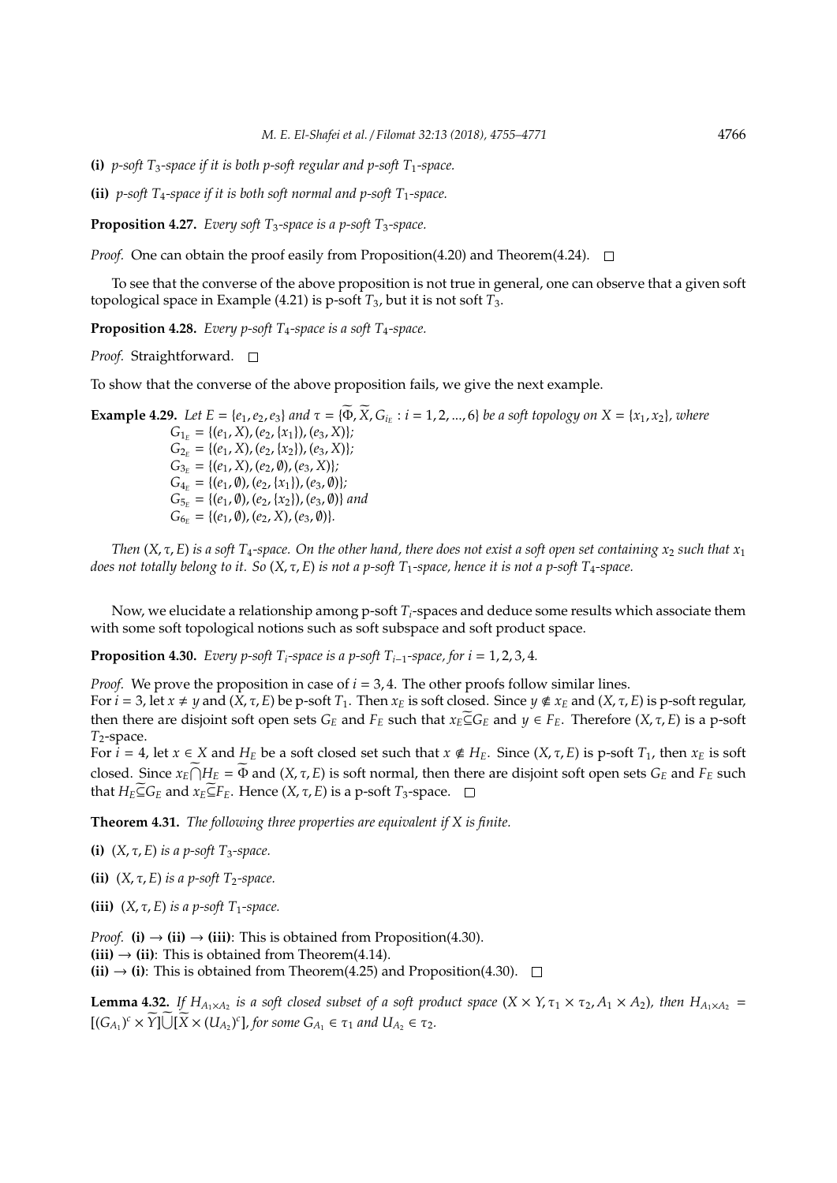**(i)** *p-soft $T_3$-space if it is both p-soft regular and p-soft $T_1$-space.*

**(ii)** *p-soft $T_4$-space if it is both soft normal and p-soft $T_1$-space.*

**Proposition 4.27.** *Every soft $T_3$-space is a p-soft $T_3$-space.*

*Proof.* One can obtain the proof easily from Proposition(4.20) and Theorem(4.24). □

To see that the converse of the above proposition is not true in general, one can observe that a given soft topological space in Example (4.21) is p-soft $T_3$, but it is not soft $T_3$.

**Proposition 4.28.** *Every p-soft $T_4$-space is a soft $T_4$-space.*

*Proof.* Straightforward. □

To show that the converse of the above proposition fails, we give the next example.

**Example 4.29.** *Let $E = \{e_1, e_2, e_3\}$ and $\tau = \{\widetilde{\Phi}, \widetilde{X}, G_{i_E} : i = 1, 2, ..., 6\}$ be a soft topology on $X = \{x_1, x_2\}$, where*
*$G_{1_E} = \{(e_1, X), (e_2, \{x_1\}), (e_3, X)\}$;*
*$G_{2_E} = \{(e_1, X), (e_2, \{x_2\}), (e_3, X)\}$;*
*$G_{3_E} = \{(e_1, X), (e_2, \emptyset), (e_3, X)\}$;*
*$G_{4_E} = \{(e_1, \emptyset), (e_2, \{x_1\}), (e_3, \emptyset)\}$;*
*$G_{5_E} = \{(e_1, \emptyset), (e_2, \{x_2\}), (e_3, \emptyset)\}$ and*
*$G_{6_E} = \{(e_1, \emptyset), (e_2, X), (e_3, \emptyset)\}$.*

*Then $(X, \tau, E)$ is a soft $T_4$-space. On the other hand, there does not exist a soft open set containing $x_2$ such that $x_1$ does not totally belong to it. So $(X, \tau, E)$ is not a p-soft $T_1$-space, hence it is not a p-soft $T_4$-space.*

Now, we elucidate a relationship among p-soft $T_i$-spaces and deduce some results which associate them with some soft topological notions such as soft subspace and soft product space.

**Proposition 4.30.** *Every p-soft $T_i$-space is a p-soft $T_{i-1}$-space, for $i = 1, 2, 3, 4$.*

*Proof.* We prove the proposition in case of $i = 3, 4$. The other proofs follow similar lines.
For $i = 3$, let $x \neq y$ and $(X, \tau, E)$ be p-soft $T_1$. Then $x_E$ is soft closed. Since $y \notin x_E$ and $(X, \tau, E)$ is p-soft regular, then there are disjoint soft open sets $G_E$ and $F_E$ such that $x_E \widetilde{\subseteq} G_E$ and $y \in F_E$. Therefore $(X, \tau, E)$ is a p-soft $T_2$-space.
For $i = 4$, let $x \in X$ and $H_E$ be a soft closed set such that $x \notin H_E$. Since $(X, \tau, E)$ is p-soft $T_1$, then $x_E$ is soft closed. Since $x_E \widetilde{\bigcap} H_E = \widetilde{\Phi}$ and $(X, \tau, E)$ is soft normal, then there are disjoint soft open sets $G_E$ and $F_E$ such that $H_E \widetilde{\subseteq} G_E$ and $x_E \widetilde{\subseteq} F_E$. Hence $(X, \tau, E)$ is a p-soft $T_3$-space. □

**Theorem 4.31.** *The following three properties are equivalent if $X$ is finite.*

**(i)** *$(X, \tau, E)$ is a p-soft $T_3$-space.*

**(ii)** *$(X, \tau, E)$ is a p-soft $T_2$-space.*

**(iii)** *$(X, \tau, E)$ is a p-soft $T_1$-space.*

*Proof.* **(i) → (ii) → (iii)**: This is obtained from Proposition(4.30).
**(iii) → (ii)**: This is obtained from Theorem(4.14).
**(ii) → (i)**: This is obtained from Theorem(4.25) and Proposition(4.30). □

**Lemma 4.32.** *If $H_{A_1 \times A_2}$ is a soft closed subset of a soft product space $(X \times Y, \tau_1 \times \tau_2, A_1 \times A_2)$, then $H_{A_1 \times A_2} = [(G_{A_1})^c \times \widetilde{Y}] \widetilde{\bigcup} [\widetilde{X} \times (U_{A_2})^c]$, for some $G_{A_1} \in \tau_1$ and $U_{A_2} \in \tau_2$.*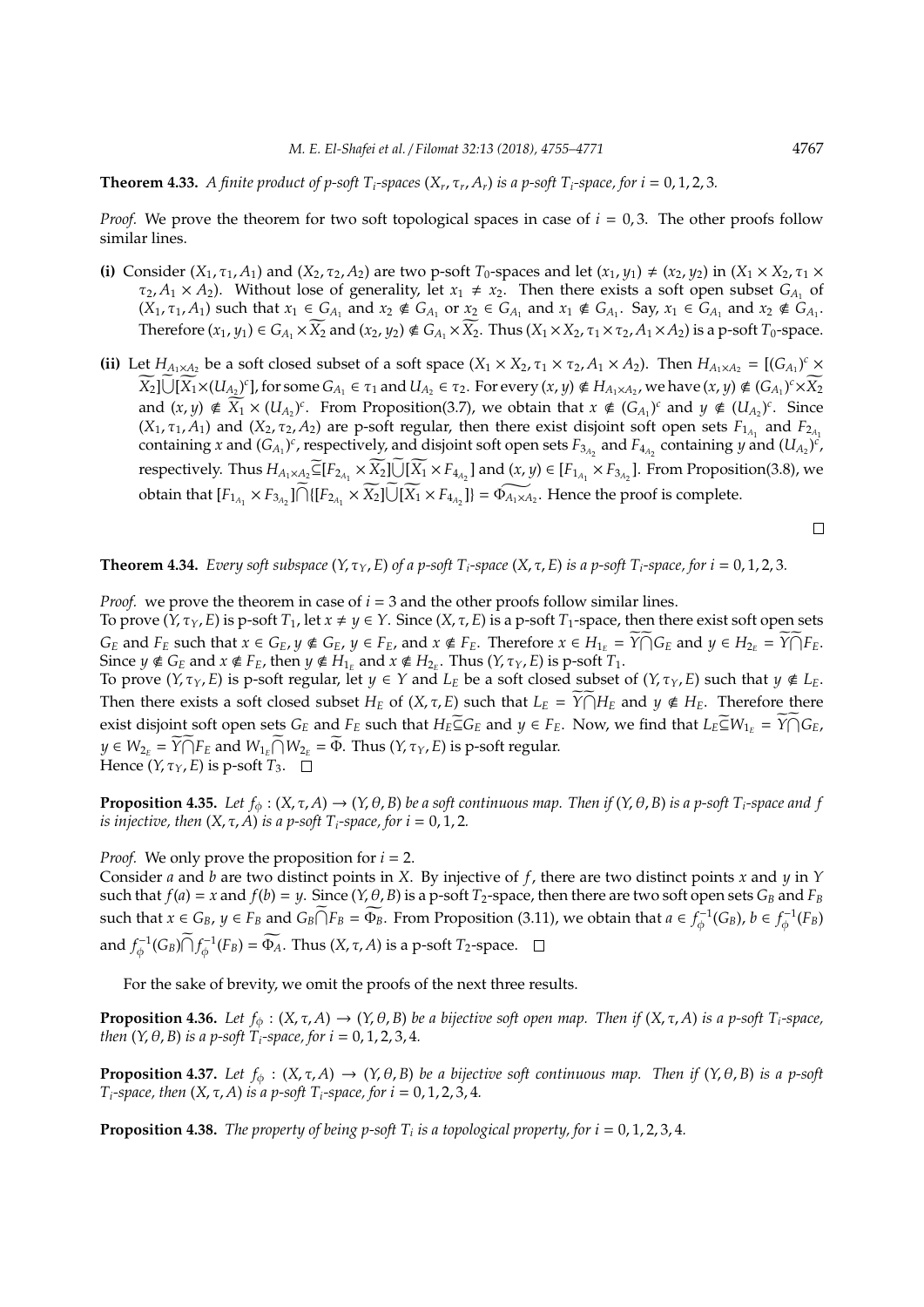**Theorem 4.33.** *A finite product of p-soft $T_i$-spaces $(X_r, \tau_r, A_r)$ is a p-soft $T_i$-space, for $i = 0, 1, 2, 3$.*

*Proof.* We prove the theorem for two soft topological spaces in case of $i = 0, 3$. The other proofs follow similar lines.

**(i)** Consider $(X_1, \tau_1, A_1)$ and $(X_2, \tau_2, A_2)$ are two p-soft $T_0$-spaces and let $(x_1, y_1) \neq (x_2, y_2)$ in $(X_1 \times X_2, \tau_1 \times \tau_2, A_1 \times A_2)$. Without lose of generality, let $x_1 \neq x_2$. Then there exists a soft open subset $G_{A_1}$ of $(X_1, \tau_1, A_1)$ such that $x_1 \in G_{A_1}$ and $x_2 \notin G_{A_1}$ or $x_2 \in G_{A_1}$ and $x_1 \notin G_{A_1}$. Say, $x_1 \in G_{A_1}$ and $x_2 \notin G_{A_1}$. Therefore $(x_1, y_1) \in G_{A_1} \times \widetilde{X_2}$ and $(x_2, y_2) \notin G_{A_1} \times \widetilde{X_2}$. Thus $(X_1 \times X_2, \tau_1 \times \tau_2, A_1 \times A_2)$ is a p-soft $T_0$-space.

**(ii)** Let $H_{A_1 \times A_2}$ be a soft closed subset of a soft space $(X_1 \times X_2, \tau_1 \times \tau_2, A_1 \times A_2)$. Then $H_{A_1 \times A_2} = [(G_{A_1})^c \times \widetilde{X_2}] \widetilde{\bigcup} [\widetilde{X_1} \times (U_{A_2})^c]$, for some $G_{A_1} \in \tau_1$ and $U_{A_2} \in \tau_2$. For every $(x, y) \notin H_{A_1 \times A_2}$, we have $(x, y) \notin (G_{A_1})^c \times \widetilde{X_2}$ and $(x, y) \notin \widetilde{X_1} \times (U_{A_2})^c$. From Proposition(3.7), we obtain that $x \notin (G_{A_1})^c$ and $y \notin (U_{A_2})^c$. Since $(X_1, \tau_1, A_1)$ and $(X_2, \tau_2, A_2)$ are p-soft regular, then there exist disjoint soft open sets $F_{1_{A_1}}$ and $F_{2_{A_1}}$ containing $x$ and $(G_{A_1})^c$, respectively, and disjoint soft open sets $F_{3_{A_2}}$ and $F_{4_{A_2}}$ containing $y$ and $(U_{A_2})^c$, respectively. Thus $H_{A_1 \times A_2} \widetilde{\subseteq} [F_{2_{A_1}} \times \widetilde{X_2}] \widetilde{\bigcup} [\widetilde{X_1} \times F_{4_{A_2}}]$ and $(x, y) \in [F_{1_{A_1}} \times F_{3_{A_2}}]$. From Proposition(3.8), we obtain that $[F_{1_{A_1}} \times F_{3_{A_2}}] \widetilde{\bigcap} \{[F_{2_{A_1}} \times \widetilde{X_2}] \widetilde{\bigcup} [\widetilde{X_1} \times F_{4_{A_2}}]\} = \widetilde{\Phi_{A_1 \times A_2}}$. Hence the proof is complete. $\square$

**Theorem 4.34.** *Every soft subspace $(Y, \tau_Y, E)$ of a p-soft $T_i$-space $(X, \tau, E)$ is a p-soft $T_i$-space, for $i = 0, 1, 2, 3$.*

*Proof.* we prove the theorem in case of $i = 3$ and the other proofs follow similar lines.
To prove $(Y, \tau_Y, E)$ is p-soft $T_1$, let $x \neq y \in Y$. Since $(X, \tau, E)$ is a p-soft $T_1$-space, then there exist soft open sets $G_E$ and $F_E$ such that $x \in G_E$, $y \notin G_E$, $y \in F_E$, and $x \notin F_E$. Therefore $x \in H_{1_E} = \widetilde{Y} \widetilde{\bigcap} G_E$ and $y \in H_{2_E} = \widetilde{Y} \widetilde{\bigcap} F_E$. Since $y \notin G_E$ and $x \notin F_E$, then $y \notin H_{1_E}$ and $x \notin H_{2_E}$. Thus $(Y, \tau_Y, E)$ is p-soft $T_1$.
To prove $(Y, \tau_Y, E)$ is p-soft regular, let $y \in Y$ and $L_E$ be a soft closed subset of $(Y, \tau_Y, E)$ such that $y \notin L_E$. Then there exists a soft closed subset $H_E$ of $(X, \tau, E)$ such that $L_E = \widetilde{Y} \widetilde{\bigcap} H_E$ and $y \notin H_E$. Therefore there exist disjoint soft open sets $G_E$ and $F_E$ such that $H_E \widetilde{\subseteq} G_E$ and $y \in F_E$. Now, we find that $L_E \widetilde{\subseteq} W_{1_E} = \widetilde{Y} \widetilde{\bigcap} G_E$, $y \in W_{2_E} = \widetilde{Y} \widetilde{\bigcap} F_E$ and $W_{1_E} \widetilde{\bigcap} W_{2_E} = \widetilde{\Phi}$. Thus $(Y, \tau_Y, E)$ is p-soft regular.
Hence $(Y, \tau_Y, E)$ is p-soft $T_3$. $\square$

**Proposition 4.35.** *Let $f_\phi : (X, \tau, A) \to (Y, \theta, B)$ be a soft continuous map. Then if $(Y, \theta, B)$ is a p-soft $T_i$-space and $f$ is injective, then $(X, \tau, A)$ is a p-soft $T_i$-space, for $i = 0, 1, 2$.*

*Proof.* We only prove the proposition for $i = 2$.
Consider $a$ and $b$ are two distinct points in $X$. By injective of $f$, there are two distinct points $x$ and $y$ in $Y$ such that $f(a) = x$ and $f(b) = y$. Since $(Y, \theta, B)$ is a p-soft $T_2$-space, then there are two soft open sets $G_B$ and $F_B$ such that $x \in G_B$, $y \in F_B$ and $G_B \widetilde{\bigcap} F_B = \widetilde{\Phi_B}$. From Proposition (3.11), we obtain that $a \in f_\phi^{-1}(G_B)$, $b \in f_\phi^{-1}(F_B)$ and $f_\phi^{-1}(G_B) \widetilde{\bigcap} f_\phi^{-1}(F_B) = \widetilde{\Phi_A}$. Thus $(X, \tau, A)$ is a p-soft $T_2$-space. $\square$

For the sake of brevity, we omit the proofs of the next three results.

**Proposition 4.36.** *Let $f_\phi : (X, \tau, A) \to (Y, \theta, B)$ be a bijective soft open map. Then if $(X, \tau, A)$ is a p-soft $T_i$-space, then $(Y, \theta, B)$ is a p-soft $T_i$-space, for $i = 0, 1, 2, 3, 4$.*

**Proposition 4.37.** *Let $f_\phi : (X, \tau, A) \to (Y, \theta, B)$ be a bijective soft continuous map. Then if $(Y, \theta, B)$ is a p-soft $T_i$-space, then $(X, \tau, A)$ is a p-soft $T_i$-space, for $i = 0, 1, 2, 3, 4$.*

**Proposition 4.38.** *The property of being p-soft $T_i$ is a topological property, for $i = 0, 1, 2, 3, 4$.*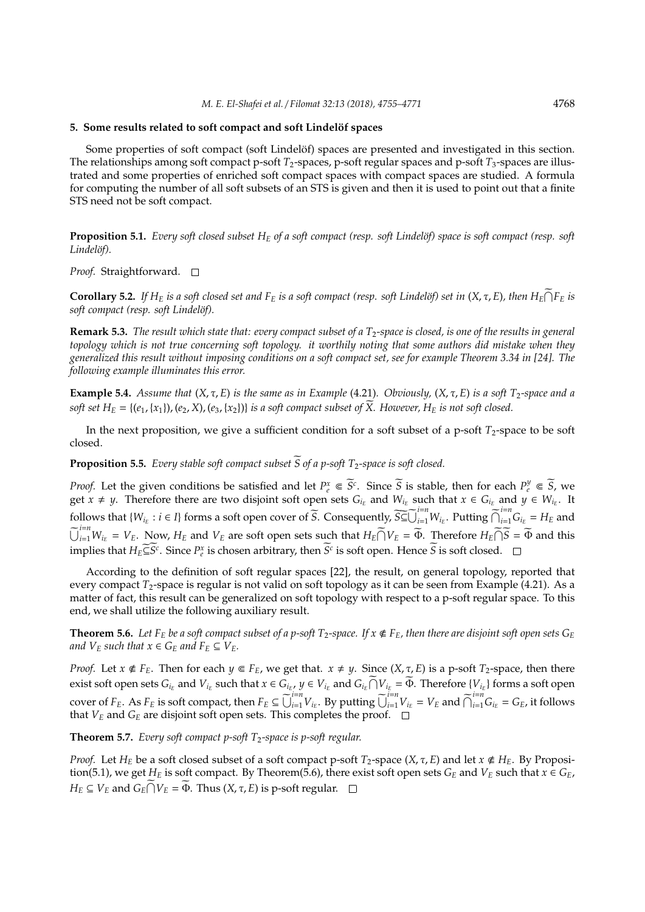## 5. Some results related to soft compact and soft Lindelöf spaces

Some properties of soft compact (soft Lindelöf) spaces are presented and investigated in this section. The relationships among soft compact p-soft $T_2$-spaces, p-soft regular spaces and p-soft $T_3$-spaces are illustrated and some properties of enriched soft compact spaces with compact spaces are studied. A formula for computing the number of all soft subsets of an STS is given and then it is used to point out that a finite STS need not be soft compact.

**Proposition 5.1.** *Every soft closed subset $H_E$ of a soft compact (resp. soft Lindelöf) space is soft compact (resp. soft Lindelöf).*

*Proof.* Straightforward. □

**Corollary 5.2.** *If $H_E$ is a soft closed set and $F_E$ is a soft compact (resp. soft Lindelöf) set in $(X, \tau, E)$, then $H_E \widetilde{\bigcap} F_E$ is soft compact (resp. soft Lindelöf).*

**Remark 5.3.** *The result which state that: every compact subset of a $T_2$-space is closed, is one of the results in general topology which is not true concerning soft topology. it worthily noting that some authors did mistake when they generalized this result without imposing conditions on a soft compact set, see for example Theorem 3.34 in [24]. The following example illuminates this error.*

**Example 5.4.** *Assume that $(X, \tau, E)$ is the same as in Example (4.21). Obviously, $(X, \tau, E)$ is a soft $T_2$-space and a soft set $H_E = \{(e_1, \{x_1\}), (e_2, X), (e_3, \{x_2\})\}$ is a soft compact subset of $\widetilde{X}$. However, $H_E$ is not soft closed.*

In the next proposition, we give a sufficient condition for a soft subset of a p-soft $T_2$-space to be soft closed.

**Proposition 5.5.** *Every stable soft compact subset $\widetilde{S}$ of a p-soft $T_2$-space is soft closed.*

*Proof.* Let the given conditions be satisfied and let $P_e^x \Subset \widetilde{S}^c$. Since $\widetilde{S}$ is stable, then for each $P_e^y \Subset \widetilde{S}$, we get $x \neq y$. Therefore there are two disjoint soft open sets $G_{i_E}$ and $W_{i_E}$ such that $x \in G_{i_E}$ and $y \in W_{i_E}$. It follows that $\{W_{i_E} : i \in I\}$ forms a soft open cover of $\widetilde{S}$. Consequently, $\widetilde{S} \widetilde{\subseteq} \widetilde{\bigcup}_{i=1}^{i=n} W_{i_E}$. Putting $\widetilde{\bigcap}_{i=1}^{i=n} G_{i_E} = H_E$ and $\widetilde{\bigcup}_{i=1}^{i=n} W_{i_E} = V_E$. Now, $H_E$ and $V_E$ are soft open sets such that $H_E \widetilde{\bigcap} V_E = \widetilde{\Phi}$. Therefore $H_E \widetilde{\bigcap} \widetilde{S} = \widetilde{\Phi}$ and this implies that $H_E \widetilde{\subseteq} \widetilde{S}^c$. Since $P_e^x$ is chosen arbitrary, then $\widetilde{S}^c$ is soft open. Hence $\widetilde{S}$ is soft closed. □

According to the definition of soft regular spaces [22], the result, on general topology, reported that every compact $T_2$-space is regular is not valid on soft topology as it can be seen from Example (4.21). As a matter of fact, this result can be generalized on soft topology with respect to a p-soft regular space. To this end, we shall utilize the following auxiliary result.

**Theorem 5.6.** *Let $F_E$ be a soft compact subset of a p-soft $T_2$-space. If $x \notin F_E$, then there are disjoint soft open sets $G_E$ and $V_E$ such that $x \in G_E$ and $F_E \subseteq V_E$.*

*Proof.* Let $x \notin F_E$. Then for each $y \Subset F_E$, we get that. $x \neq y$. Since $(X, \tau, E)$ is a p-soft $T_2$-space, then there exist soft open sets $G_{i_E}$ and $V_{i_E}$ such that $x \in G_{i_E}$, $y \in V_{i_E}$ and $G_{i_E} \widetilde{\bigcap} V_{i_E} = \widetilde{\Phi}$. Therefore $\{V_{i_E}\}$ forms a soft open cover of $F_E$. As $F_E$ is soft compact, then $F_E \subseteq \widetilde{\bigcup}_{i=1}^{i=n} V_{i_E}$. By putting $\widetilde{\bigcup}_{i=1}^{i=n} V_{i_E} = V_E$ and $\widetilde{\bigcap}_{i=1}^{i=n} G_{i_E} = G_E$, it follows that $V_E$ and $G_E$ are disjoint soft open sets. This completes the proof. □

**Theorem 5.7.** *Every soft compact p-soft $T_2$-space is p-soft regular.*

*Proof.* Let $H_E$ be a soft closed subset of a soft compact p-soft $T_2$-space $(X, \tau, E)$ and let $x \notin H_E$. By Proposition(5.1), we get $H_E$ is soft compact. By Theorem(5.6), there exist soft open sets $G_E$ and $V_E$ such that $x \in G_E$, $H_E \subseteq V_E$ and $G_E \widetilde{\bigcap} V_E = \widetilde{\Phi}$. Thus $(X, \tau, E)$ is p-soft regular. □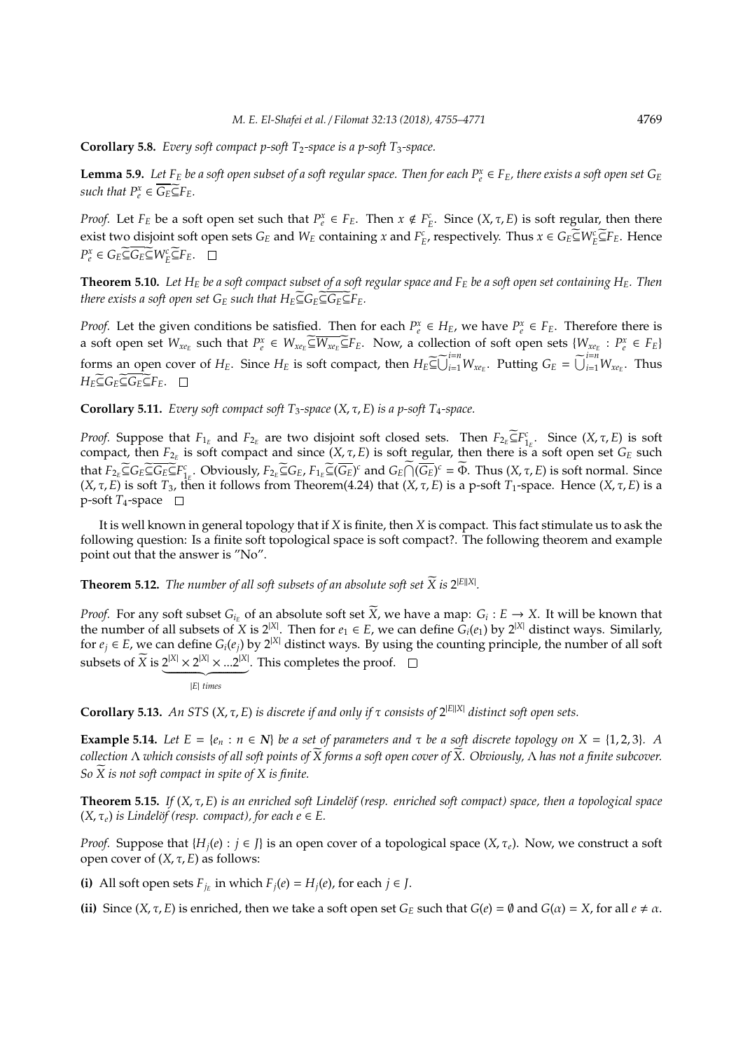**Corollary 5.8.** *Every soft compact p-soft $T_2$-space is a p-soft $T_3$-space.*

**Lemma 5.9.** *Let $F_E$ be a soft open subset of a soft regular space. Then for each $P^x_e \in F_E$, there exists a soft open set $G_E$ such that $P^x_e \in \overline{G_E} \widetilde{\subseteq} F_E$.*

*Proof.* Let $F_E$ be a soft open set such that $P^x_e \in F_E$. Then $x \notin F^c_E$. Since $(X, \tau, E)$ is soft regular, then there exist two disjoint soft open sets $G_E$ and $W_E$ containing $x$ and $F^c_E$, respectively. Thus $x \in G_E \widetilde{\subseteq} W^c_E \widetilde{\subseteq} F_E$. Hence $P^x_e \in G_E \widetilde{\subseteq} \overline{G_E} \widetilde{\subseteq} W^c_E \widetilde{\subseteq} F_E$. □

**Theorem 5.10.** *Let $H_E$ be a soft compact subset of a soft regular space and $F_E$ be a soft open set containing $H_E$. Then there exists a soft open set $G_E$ such that $H_E \widetilde{\subseteq} G_E \widetilde{\subseteq} \overline{G_E} \widetilde{\subseteq} F_E$.*

*Proof.* Let the given conditions be satisfied. Then for each $P^x_e \in H_E$, we have $P^x_e \in F_E$. Therefore there is a soft open set $W_{xe_E}$ such that $P^x_e \in W_{xe_E} \widetilde{\subseteq} \overline{W_{xe_E}} \widetilde{\subseteq} F_E$. Now, a collection of soft open sets $\{W_{xe_E} : P^x_e \in F_E\}$ forms an open cover of $H_E$. Since $H_E$ is soft compact, then $H_E \widetilde{\subseteq} \widetilde{\bigcup}_{i=1}^{i=n} W_{xe_E}$. Putting $G_E = \widetilde{\bigcup}_{i=1}^{i=n} W_{xe_E}$. Thus $H_E \widetilde{\subseteq} G_E \widetilde{\subseteq} \overline{G_E} \widetilde{\subseteq} F_E$. □

**Corollary 5.11.** *Every soft compact soft $T_3$-space $(X, \tau, E)$ is a p-soft $T_4$-space.*

*Proof.* Suppose that $F_{1_E}$ and $F_{2_E}$ are two disjoint soft closed sets. Then $F_{2_E} \widetilde{\subseteq} F^c_{1_E}$. Since $(X, \tau, E)$ is soft compact, then $F_{2_E}$ is soft compact and since $(X, \tau, E)$ is soft regular, then there is a soft open set $G_E$ such that $F_{2_E} \widetilde{\subseteq} G_E \widetilde{\subseteq} \overline{G_E} \widetilde{\subseteq} F^c_{1_E}$. Obviously, $F_{2_E} \widetilde{\subseteq} G_E$, $F_{1_E} \widetilde{\subseteq} (\overline{G_E})^c$ and $G_E \widetilde{\bigcap} (\overline{G_E})^c = \widetilde{\Phi}$. Thus $(X, \tau, E)$ is soft normal. Since $(X, \tau, E)$ is soft $T_3$, then it follows from Theorem(4.24) that $(X, \tau, E)$ is a p-soft $T_1$-space. Hence $(X, \tau, E)$ is a p-soft $T_4$-space □

It is well known in general topology that if $X$ is finite, then $X$ is compact. This fact stimulate us to ask the following question: Is a finite soft topological space is soft compact?. The following theorem and example point out that the answer is "No".

**Theorem 5.12.** *The number of all soft subsets of an absolute soft set $\widetilde{X}$ is $2^{|E||X|}$.*

*Proof.* For any soft subset $G_{i_E}$ of an absolute soft set $\widetilde{X}$, we have a map: $G_i : E \to X$. It will be known that the number of all subsets of $X$ is $2^{|X|}$. Then for $e_1 \in E$, we can define $G_i(e_1)$ by $2^{|X|}$ distinct ways. Similarly, for $e_j \in E$, we can define $G_i(e_j)$ by $2^{|X|}$ distinct ways. By using the counting principle, the number of all soft subsets of $\widetilde{X}$ is $\underbrace{2^{|X|} \times 2^{|X|} \times ... 2^{|X|}}_{|E| \ times}$. This completes the proof. □

**Corollary 5.13.** *An STS $(X, \tau, E)$ is discrete if and only if $\tau$ consists of $2^{|E||X|}$ distinct soft open sets.*

**Example 5.14.** *Let $E = \{e_n : n \in \mathbf{N}\}$ be a set of parameters and $\tau$ be a soft discrete topology on $X = \{1, 2, 3\}$. A collection $\Lambda$ which consists of all soft points of $\widetilde{X}$ forms a soft open cover of $\widetilde{X}$. Obviously, $\Lambda$ has not a finite subcover. So $\widetilde{X}$ is not soft compact in spite of $X$ is finite.*

**Theorem 5.15.** *If $(X, \tau, E)$ is an enriched soft Lindelöf (resp. enriched soft compact) space, then a topological space $(X, \tau_e)$ is Lindelöf (resp. compact), for each $e \in E$.*

*Proof.* Suppose that $\{H_j(e) : j \in J\}$ is an open cover of a topological space $(X, \tau_e)$. Now, we construct a soft open cover of $(X, \tau, E)$ as follows:

**(i)** All soft open sets $F_{j_E}$ in which $F_j(e) = H_j(e)$, for each $j \in J$.

**(ii)** Since $(X, \tau, E)$ is enriched, then we take a soft open set $G_E$ such that $G(e) = \emptyset$ and $G(\alpha) = X$, for all $e \neq \alpha$.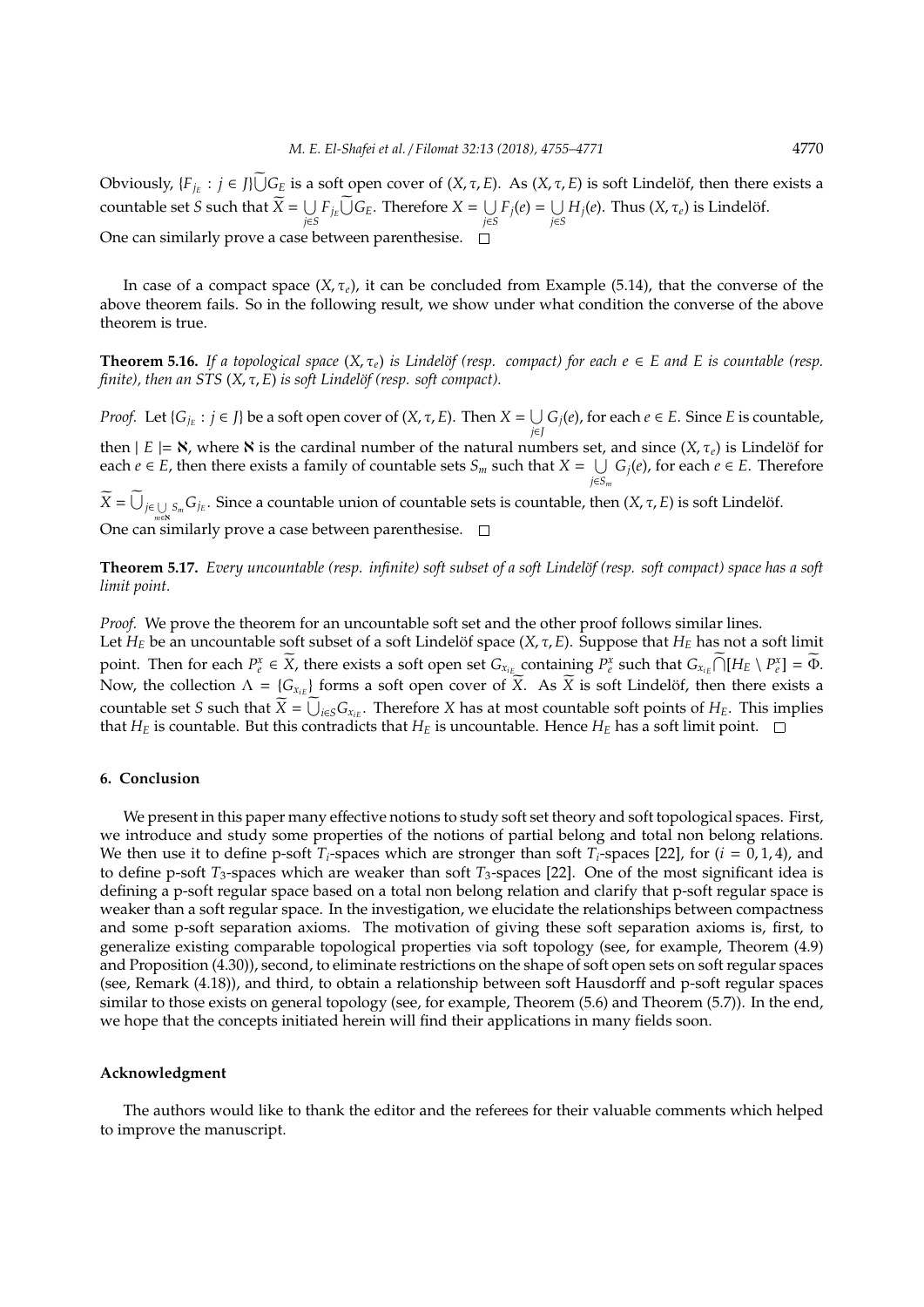Obviously, $\{F_{j_E} : j \in J\} \widetilde{\bigcup} G_E$ is a soft open cover of $(X, \tau, E)$. As $(X, \tau, E)$ is soft Lindelöf, then there exists a countable set $S$ such that $\widetilde{X} = \bigcup_{j \in S} F_{j_E} \widetilde{\bigcup} G_E$. Therefore $X = \bigcup_{j \in S} F_j(e) = \bigcup_{j \in S} H_j(e)$. Thus $(X, \tau_e)$ is Lindelöf.

One can similarly prove a case between parenthesise. □

In case of a compact space $(X, \tau_e)$, it can be concluded from Example (5.14), that the converse of the above theorem fails. So in the following result, we show under what condition the converse of the above theorem is true.

**Theorem 5.16.** *If a topological space $(X, \tau_e)$ is Lindelöf (resp. compact) for each $e \in E$ and $E$ is countable (resp. finite), then an STS $(X, \tau, E)$ is soft Lindelöf (resp. soft compact).*

*Proof.* Let $\{G_{j_E} : j \in J\}$ be a soft open cover of $(X, \tau, E)$. Then $X = \bigcup_{j \in J} G_j(e)$, for each $e \in E$. Since $E$ is countable, then $|E| = \aleph$, where $\aleph$ is the cardinal number of the natural numbers set, and since $(X, \tau_e)$ is Lindelöf for each $e \in E$, then there exists a family of countable sets $S_m$ such that $X = \bigcup_{j \in S_m} G_j(e)$, for each $e \in E$. Therefore $\widetilde{X} = \widetilde{\bigcup}_{j \in \bigcup_{m \in \aleph} S_m} G_{j_E}$. Since a countable union of countable sets is countable, then $(X, \tau, E)$ is soft Lindelöf.

One can similarly prove a case between parenthesise. □

**Theorem 5.17.** *Every uncountable (resp. infinite) soft subset of a soft Lindelöf (resp. soft compact) space has a soft limit point.*

*Proof.* We prove the theorem for an uncountable soft set and the other proof follows similar lines.

Let $H_E$ be an uncountable soft subset of a soft Lindelöf space $(X, \tau, E)$. Suppose that $H_E$ has not a soft limit point. Then for each $P_e^x \in \widetilde{X}$, there exists a soft open set $G_{x_{i_E}}$ containing $P_e^x$ such that $G_{x_{i_E}} \widetilde{\bigcap} [H_E \setminus P_e^x] = \widetilde{\Phi}$. Now, the collection $\Lambda = \{G_{x_{i_E}}\}$ forms a soft open cover of $\widetilde{X}$. As $\widetilde{X}$ is soft Lindelöf, then there exists a countable set $S$ such that $\widetilde{X} = \widetilde{\bigcup}_{i \in S} G_{x_{i_E}}$. Therefore $X$ has at most countable soft points of $H_E$. This implies that $H_E$ is countable. But this contradicts that $H_E$ is uncountable. Hence $H_E$ has a soft limit point. □

## 6. Conclusion

We present in this paper many effective notions to study soft set theory and soft topological spaces. First, we introduce and study some properties of the notions of partial belong and total non belong relations. We then use it to define p-soft $T_i$-spaces which are stronger than soft $T_i$-spaces [22], for ($i = 0, 1, 4$), and to define p-soft $T_3$-spaces which are weaker than soft $T_3$-spaces [22]. One of the most significant idea is defining a p-soft regular space based on a total non belong relation and clarify that p-soft regular space is weaker than a soft regular space. In the investigation, we elucidate the relationships between compactness and some p-soft separation axioms. The motivation of giving these soft separation axioms is, first, to generalize existing comparable topological properties via soft topology (see, for example, Theorem (4.9) and Proposition (4.30)), second, to eliminate restrictions on the shape of soft open sets on soft regular spaces (see, Remark (4.18)), and third, to obtain a relationship between soft Hausdorff and p-soft regular spaces similar to those exists on general topology (see, for example, Theorem (5.6) and Theorem (5.7)). In the end, we hope that the concepts initiated herein will find their applications in many fields soon.

## Acknowledgment

The authors would like to thank the editor and the referees for their valuable comments which helped to improve the manuscript.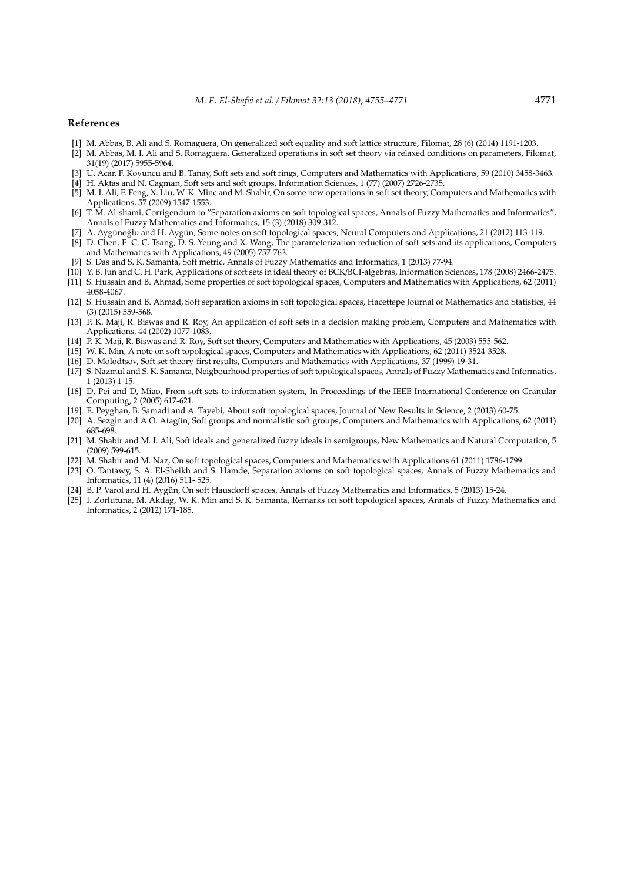## References

[1] M. Abbas, B. Ali and S. Romaguera, On generalized soft equality and soft lattice structure, Filomat, 28 (6) (2014) 1191-1203.

[2] M. Abbas, M. I. Ali and S. Romaguera, Generalized operations in soft set theory via relaxed conditions on parameters, Filomat, 31(19) (2017) 5955-5964.

[3] U. Acar, F. Koyuncu and B. Tanay, Soft sets and soft rings, Computers and Mathematics with Applications, 59 (2010) 3458-3463.

[4] H. Aktas and N. Cagman, Soft sets and soft groups, Information Sciences, 1 (77) (2007) 2726-2735.

[5] M. I. Ali, F. Feng, X. Liu, W. K. Minc and M. Shabir, On some new operations in soft set theory, Computers and Mathematics with Applications, 57 (2009) 1547-1553.

[6] T. M. Al-shami, Corrigendum to "Separation axioms on soft topological spaces, Annals of Fuzzy Mathematics and Informatics", Annals of Fuzzy Mathematics and Informatics, 15 (3) (2018) 309-312.

[7] A. Aygünoğlu and H. Aygün, Some notes on soft topological spaces, Neural Computers and Applications, 21 (2012) 113-119.

[8] D. Chen, E. C. C. Tsang, D. S. Yeung and X. Wang, The parameterization reduction of soft sets and its applications, Computers and Mathematics with Applications, 49 (2005) 757-763.

[9] S. Das and S. K. Samanta, Soft metric, Annals of Fuzzy Mathematics and Informatics, 1 (2013) 77-94.

[10] Y. B. Jun and C. H. Park, Applications of soft sets in ideal theory of BCK/BCI-algebras, Information Sciences, 178 (2008) 2466-2475.

[11] S. Hussain and B. Ahmad, Some properties of soft topological spaces, Computers and Mathematics with Applications, 62 (2011) 4058-4067.

[12] S. Hussain and B. Ahmad, Soft separation axioms in soft topological spaces, Hacettepe Journal of Mathematics and Statistics, 44 (3) (2015) 559-568.

[13] P. K. Maji, R. Biswas and R. Roy, An application of soft sets in a decision making problem, Computers and Mathematics with Applications, 44 (2002) 1077-1083.

[14] P. K. Maji, R. Biswas and R. Roy, Soft set theory, Computers and Mathematics with Applications, 45 (2003) 555-562.

[15] W. K. Min, A note on soft topological spaces, Computers and Mathematics with Applications, 62 (2011) 3524-3528.

[16] D. Molodtsov, Soft set theory-first results, Computers and Mathematics with Applications, 37 (1999) 19-31.

[17] S. Nazmul and S. K. Samanta, Neigbourhood properties of soft topological spaces, Annals of Fuzzy Mathematics and Informatics, 1 (2013) 1-15.

[18] D, Pei and D, Miao, From soft sets to information system, In Proceedings of the IEEE International Conference on Granular Computing, 2 (2005) 617-621.

[19] E. Peyghan, B. Samadi and A. Tayebi, About soft topological spaces, Journal of New Results in Science, 2 (2013) 60-75.

[20] A. Sezgin and A.O. Atagün, Soft groups and normalistic soft groups, Computers and Mathematics with Applications, 62 (2011) 685-698.

[21] M. Shabir and M. I. Ali, Soft ideals and generalized fuzzy ideals in semigroups, New Mathematics and Natural Computation, 5 (2009) 599-615.

[22] M. Shabir and M. Naz, On soft topological spaces, Computers and Mathematics with Applications 61 (2011) 1786-1799.

[23] O. Tantawy, S. A. El-Sheikh and S. Hamde, Separation axioms on soft topological spaces, Annals of Fuzzy Mathematics and Informatics, 11 (4) (2016) 511- 525.

[24] B. P. Varol and H. Aygün, On soft Hausdorff spaces, Annals of Fuzzy Mathematics and Informatics, 5 (2013) 15-24.

[25] I. Zorlutuna, M. Akdag, W. K. Min and S. K. Samanta, Remarks on soft topological spaces, Annals of Fuzzy Mathematics and Informatics, 2 (2012) 171-185.